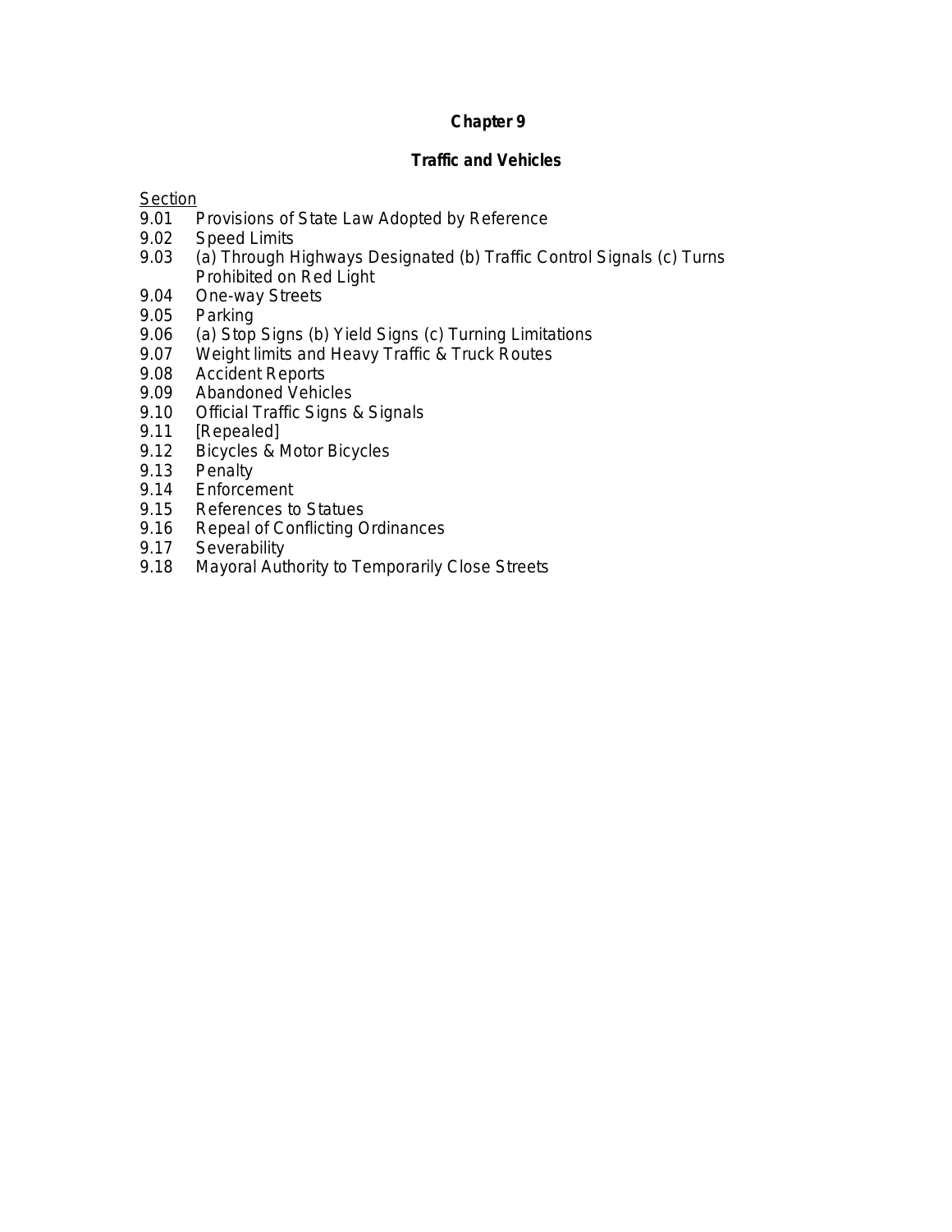# Chapter 9

## Traffic and Vehicles

Section

- 9.01 Provisions of State Law Adopted by Reference
- 9.02 Speed Limits
- 9.03 (a) Through Highways Designated (b) Traffic Control Signals (c) Turns Prohibited on Red Light
- 9.04 One-way Streets
- 9.05 Parking
- 9.06 (a) Stop Signs (b) Yield Signs (c) Turning Limitations
- 9.07 Weight limits and Heavy Traffic & Truck Routes
- 9.08 Accident Reports
- 9.09 Abandoned Vehicles
- 9.10 Official Traffic Signs & Signals
- 9.11 [Repealed]
- 9.12 Bicycles & Motor Bicycles
- 9.13 Penalty
- 9.14 Enforcement
- 9.15 References to Statues
- 9.16 Repeal of Conflicting Ordinances
- 9.17 Severability
- 9.18 Mayoral Authority to Temporarily Close Streets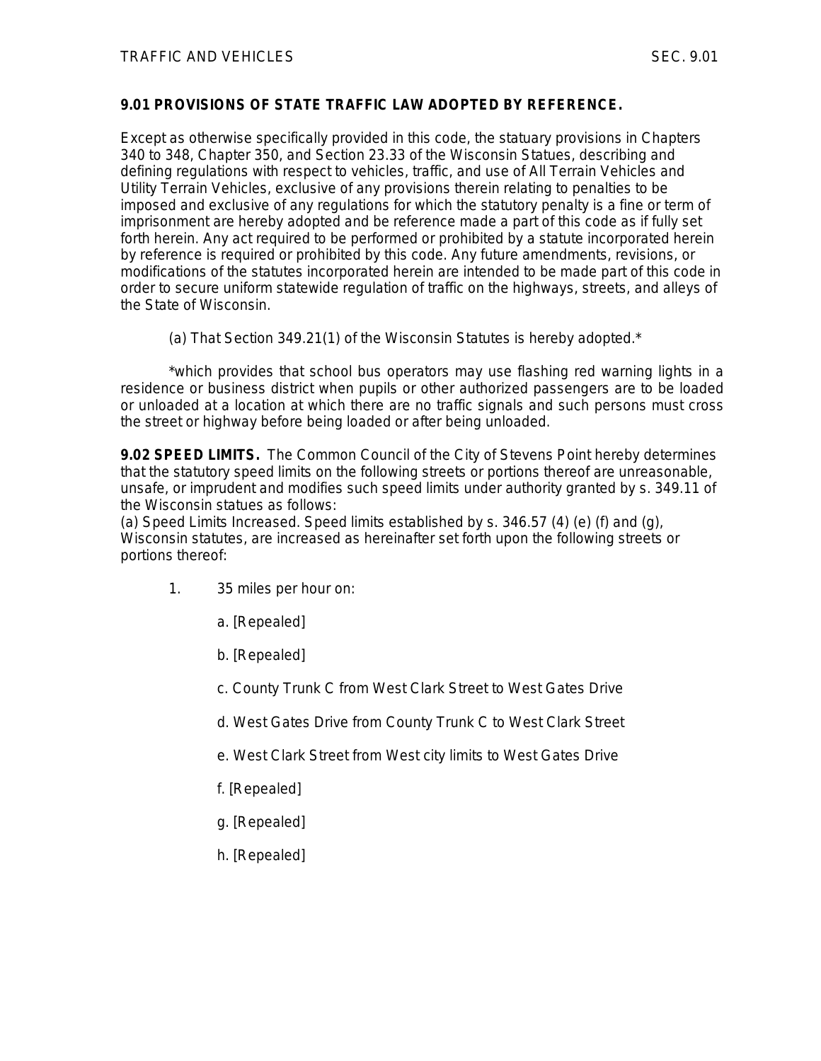**9.01 PROVISIONS OF STATE TRAFFIC LAW ADOPTED BY REFERENCE.**

Except as otherwise specifically provided in this code, the statuary provisions in Chapters 340 to 348, Chapter 350, and Section 23.33 of the Wisconsin Statues, describing and defining regulations with respect to vehicles, traffic, and use of All Terrain Vehicles and Utility Terrain Vehicles, exclusive of any provisions therein relating to penalties to be imposed and exclusive of any regulations for which the statutory penalty is a fine or term of imprisonment are hereby adopted and be reference made a part of this code as if fully set forth herein. Any act required to be performed or prohibited by a statute incorporated herein by reference is required or prohibited by this code. Any future amendments, revisions, or modifications of the statutes incorporated herein are intended to be made part of this code in order to secure uniform statewide regulation of traffic on the highways, streets, and alleys of the State of Wisconsin.

(a) That Section 349.21(1) of the Wisconsin Statutes is hereby adopted.*

*which provides that school bus operators may use flashing red warning lights in a residence or business district when pupils or other authorized passengers are to be loaded or unloaded at a location at which there are no traffic signals and such persons must cross the street or highway before being loaded or after being unloaded.

**9.02 SPEED LIMITS.** The Common Council of the City of Stevens Point hereby determines that the statutory speed limits on the following streets or portions thereof are unreasonable, unsafe, or imprudent and modifies such speed limits under authority granted by s. 349.11 of the Wisconsin statues as follows:

(a) Speed Limits Increased. Speed limits established by s. 346.57 (4) (e) (f) and (g), Wisconsin statutes, are increased as hereinafter set forth upon the following streets or portions thereof:

1. 35 miles per hour on:

   a. [Repealed]

   b. [Repealed]

   c. County Trunk C from West Clark Street to West Gates Drive

   d. West Gates Drive from County Trunk C to West Clark Street

   e. West Clark Street from West city limits to West Gates Drive

   f. [Repealed]

   g. [Repealed]

   h. [Repealed]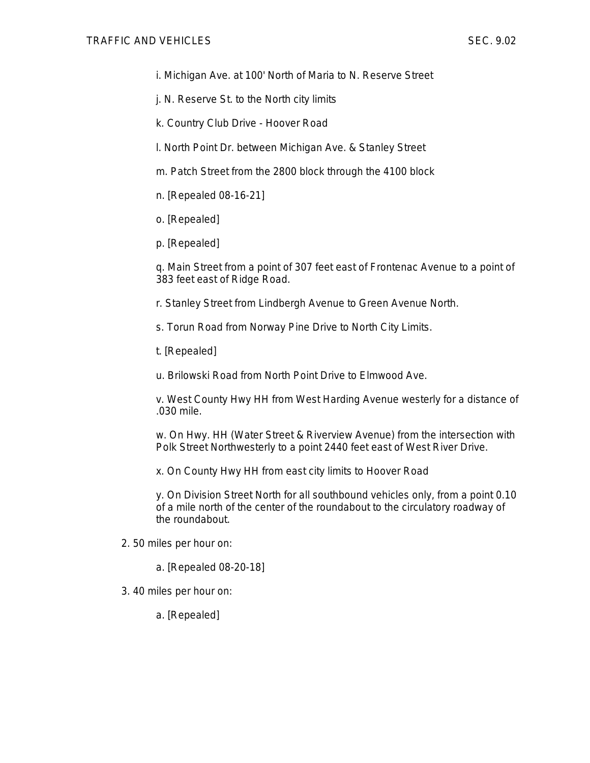i. Michigan Ave. at 100' North of Maria to N. Reserve Street

j. N. Reserve St. to the North city limits

k. Country Club Drive - Hoover Road

l. North Point Dr. between Michigan Ave. & Stanley Street

m. Patch Street from the 2800 block through the 4100 block

n. [Repealed 08-16-21]

o. [Repealed]

p. [Repealed]

q. Main Street from a point of 307 feet east of Frontenac Avenue to a point of 383 feet east of Ridge Road.

r. Stanley Street from Lindbergh Avenue to Green Avenue North.

s. Torun Road from Norway Pine Drive to North City Limits.

t. [Repealed]

u. Brilowski Road from North Point Drive to Elmwood Ave.

v. West County Hwy HH from West Harding Avenue westerly for a distance of .030 mile.

w. On Hwy. HH (Water Street & Riverview Avenue) from the intersection with Polk Street Northwesterly to a point 2440 feet east of West River Drive.

x. On County Hwy HH from east city limits to Hoover Road

y. On Division Street North for all southbound vehicles only, from a point 0.10 of a mile north of the center of the roundabout to the circulatory roadway of the roundabout.

2. 50 miles per hour on:

   a. [Repealed 08-20-18]

3. 40 miles per hour on:

   a. [Repealed]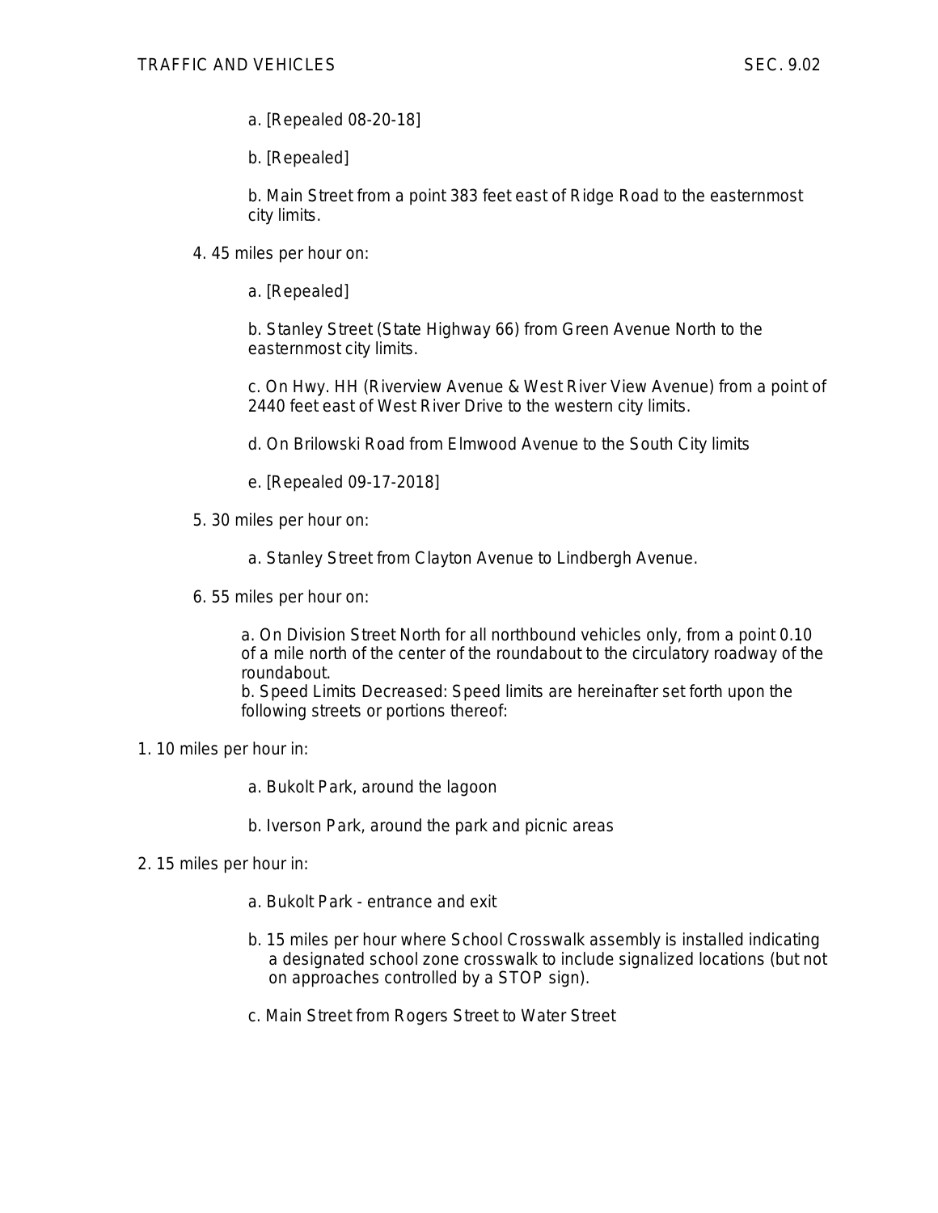a. [Repealed 08-20-18]

b. [Repealed]

b. Main Street from a point 383 feet east of Ridge Road to the easternmost city limits.

4. 45 miles per hour on:

   a. [Repealed]

   b. Stanley Street (State Highway 66) from Green Avenue North to the easternmost city limits.

   c. On Hwy. HH (Riverview Avenue & West River View Avenue) from a point of 2440 feet east of West River Drive to the western city limits.

   d. On Brilowski Road from Elmwood Avenue to the South City limits

   e. [Repealed 09-17-2018]

5. 30 miles per hour on:

   a. Stanley Street from Clayton Avenue to Lindbergh Avenue.

6. 55 miles per hour on:

   a. On Division Street North for all northbound vehicles only, from a point 0.10 of a mile north of the center of the roundabout to the circulatory roadway of the roundabout.
   b. Speed Limits Decreased: Speed limits are hereinafter set forth upon the following streets or portions thereof:

1. 10 miles per hour in:

   a. Bukolt Park, around the lagoon

   b. Iverson Park, around the park and picnic areas

2. 15 miles per hour in:

   a. Bukolt Park - entrance and exit

   b. 15 miles per hour where School Crosswalk assembly is installed indicating a designated school zone crosswalk to include signalized locations (but not on approaches controlled by a STOP sign).

   c. Main Street from Rogers Street to Water Street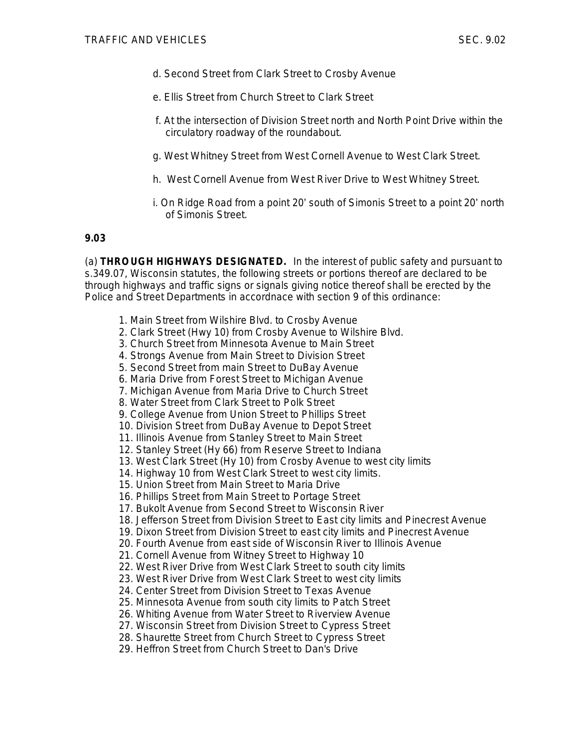d. Second Street from Clark Street to Crosby Avenue

e. Ellis Street from Church Street to Clark Street

f. At the intersection of Division Street north and North Point Drive within the circulatory roadway of the roundabout.

g. West Whitney Street from West Cornell Avenue to West Clark Street.

h. West Cornell Avenue from West River Drive to West Whitney Street.

i. On Ridge Road from a point 20' south of Simonis Street to a point 20' north of Simonis Street.

**9.03**

(a) **THROUGH HIGHWAYS DESIGNATED.** In the interest of public safety and pursuant to s.349.07, Wisconsin statutes, the following streets or portions thereof are declared to be through highways and traffic signs or signals giving notice thereof shall be erected by the Police and Street Departments in accordnace with section 9 of this ordinance:

1. Main Street from Wilshire Blvd. to Crosby Avenue
2. Clark Street (Hwy 10) from Crosby Avenue to Wilshire Blvd.
3. Church Street from Minnesota Avenue to Main Street
4. Strongs Avenue from Main Street to Division Street
5. Second Street from main Street to DuBay Avenue
6. Maria Drive from Forest Street to Michigan Avenue
7. Michigan Avenue from Maria Drive to Church Street
8. Water Street from Clark Street to Polk Street
9. College Avenue from Union Street to Phillips Street
10. Division Street from DuBay Avenue to Depot Street
11. Illinois Avenue from Stanley Street to Main Street
12. Stanley Street (Hy 66) from Reserve Street to Indiana
13. West Clark Street (Hy 10) from Crosby Avenue to west city limits
14. Highway 10 from West Clark Street to west city limits.
15. Union Street from Main Street to Maria Drive
16. Phillips Street from Main Street to Portage Street
17. Bukolt Avenue from Second Street to Wisconsin River
18. Jefferson Street from Division Street to East city limits and Pinecrest Avenue
19. Dixon Street from Division Street to east city limits and Pinecrest Avenue
20. Fourth Avenue from east side of Wisconsin River to Illinois Avenue
21. Cornell Avenue from Witney Street to Highway 10
22. West River Drive from West Clark Street to south city limits
23. West River Drive from West Clark Street to west city limits
24. Center Street from Division Street to Texas Avenue
25. Minnesota Avenue from south city limits to Patch Street
26. Whiting Avenue from Water Street to Riverview Avenue
27. Wisconsin Street from Division Street to Cypress Street
28. Shaurette Street from Church Street to Cypress Street
29. Heffron Street from Church Street to Dan's Drive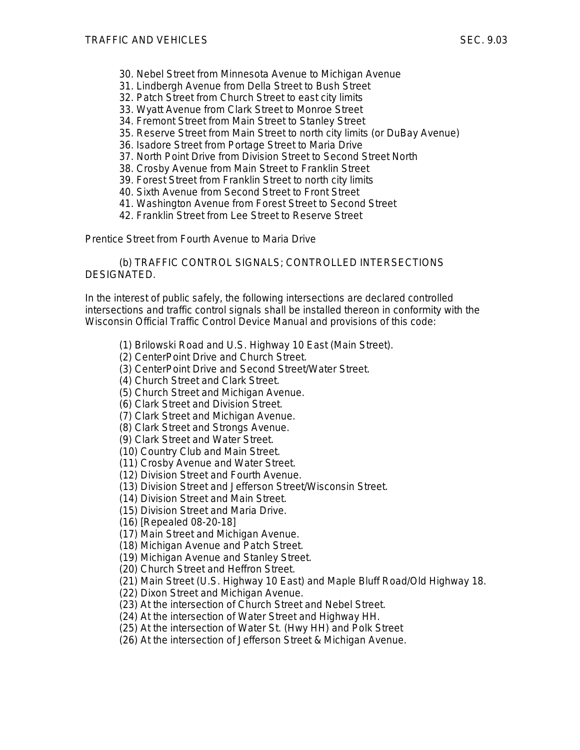30. Nebel Street from Minnesota Avenue to Michigan Avenue
31. Lindbergh Avenue from Della Street to Bush Street
32. Patch Street from Church Street to east city limits
33. Wyatt Avenue from Clark Street to Monroe Street
34. Fremont Street from Main Street to Stanley Street
35. Reserve Street from Main Street to north city limits (or DuBay Avenue)
36. Isadore Street from Portage Street to Maria Drive
37. North Point Drive from Division Street to Second Street North
38. Crosby Avenue from Main Street to Franklin Street
39. Forest Street from Franklin Street to north city limits
40. Sixth Avenue from Second Street to Front Street
41. Washington Avenue from Forest Street to Second Street
42. Franklin Street from Lee Street to Reserve Street

Prentice Street from Fourth Avenue to Maria Drive

(b) TRAFFIC CONTROL SIGNALS; CONTROLLED INTERSECTIONS DESIGNATED.

In the interest of public safely, the following intersections are declared controlled intersections and traffic control signals shall be installed thereon in conformity with the Wisconsin Official Traffic Control Device Manual and provisions of this code:

(1) Brilowski Road and U.S. Highway 10 East (Main Street).
(2) CenterPoint Drive and Church Street.
(3) CenterPoint Drive and Second Street/Water Street.
(4) Church Street and Clark Street.
(5) Church Street and Michigan Avenue.
(6) Clark Street and Division Street.
(7) Clark Street and Michigan Avenue.
(8) Clark Street and Strongs Avenue.
(9) Clark Street and Water Street.
(10) Country Club and Main Street.
(11) Crosby Avenue and Water Street.
(12) Division Street and Fourth Avenue.
(13) Division Street and Jefferson Street/Wisconsin Street.
(14) Division Street and Main Street.
(15) Division Street and Maria Drive.
(16) [Repealed 08-20-18]
(17) Main Street and Michigan Avenue.
(18) Michigan Avenue and Patch Street.
(19) Michigan Avenue and Stanley Street.
(20) Church Street and Heffron Street.
(21) Main Street (U.S. Highway 10 East) and Maple Bluff Road/Old Highway 18.
(22) Dixon Street and Michigan Avenue.
(23) At the intersection of Church Street and Nebel Street.
(24) At the intersection of Water Street and Highway HH.
(25) At the intersection of Water St. (Hwy HH) and Polk Street
(26) At the intersection of Jefferson Street & Michigan Avenue.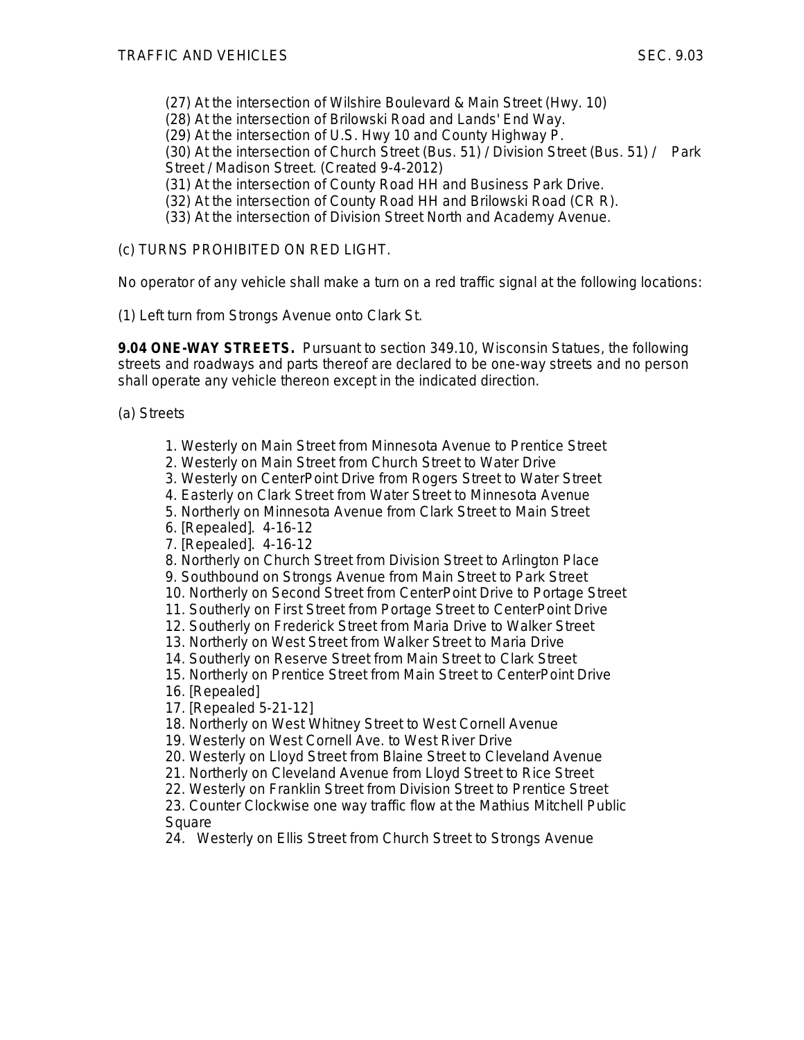(27) At the intersection of Wilshire Boulevard & Main Street (Hwy. 10)
(28) At the intersection of Brilowski Road and Lands' End Way.
(29) At the intersection of U.S. Hwy 10 and County Highway P.
(30) At the intersection of Church Street (Bus. 51) / Division Street (Bus. 51) / Park Street / Madison Street. (Created 9-4-2012)
(31) At the intersection of County Road HH and Business Park Drive.
(32) At the intersection of County Road HH and Brilowski Road (CR R).
(33) At the intersection of Division Street North and Academy Avenue.

(c) TURNS PROHIBITED ON RED LIGHT.

No operator of any vehicle shall make a turn on a red traffic signal at the following locations:

(1) Left turn from Strongs Avenue onto Clark St.

**9.04 ONE-WAY STREETS.** Pursuant to section 349.10, Wisconsin Statues, the following streets and roadways and parts thereof are declared to be one-way streets and no person shall operate any vehicle thereon except in the indicated direction.

(a) Streets

1. Westerly on Main Street from Minnesota Avenue to Prentice Street
2. Westerly on Main Street from Church Street to Water Drive
3. Westerly on CenterPoint Drive from Rogers Street to Water Street
4. Easterly on Clark Street from Water Street to Minnesota Avenue
5. Northerly on Minnesota Avenue from Clark Street to Main Street
6. [Repealed]. 4-16-12
7. [Repealed]. 4-16-12
8. Northerly on Church Street from Division Street to Arlington Place
9. Southbound on Strongs Avenue from Main Street to Park Street
10. Northerly on Second Street from CenterPoint Drive to Portage Street
11. Southerly on First Street from Portage Street to CenterPoint Drive
12. Southerly on Frederick Street from Maria Drive to Walker Street
13. Northerly on West Street from Walker Street to Maria Drive
14. Southerly on Reserve Street from Main Street to Clark Street
15. Northerly on Prentice Street from Main Street to CenterPoint Drive
16. [Repealed]
17. [Repealed 5-21-12]
18. Northerly on West Whitney Street to West Cornell Avenue
19. Westerly on West Cornell Ave. to West River Drive
20. Westerly on Lloyd Street from Blaine Street to Cleveland Avenue
21. Northerly on Cleveland Avenue from Lloyd Street to Rice Street
22. Westerly on Franklin Street from Division Street to Prentice Street
23. Counter Clockwise one way traffic flow at the Mathius Mitchell Public Square
24. Westerly on Ellis Street from Church Street to Strongs Avenue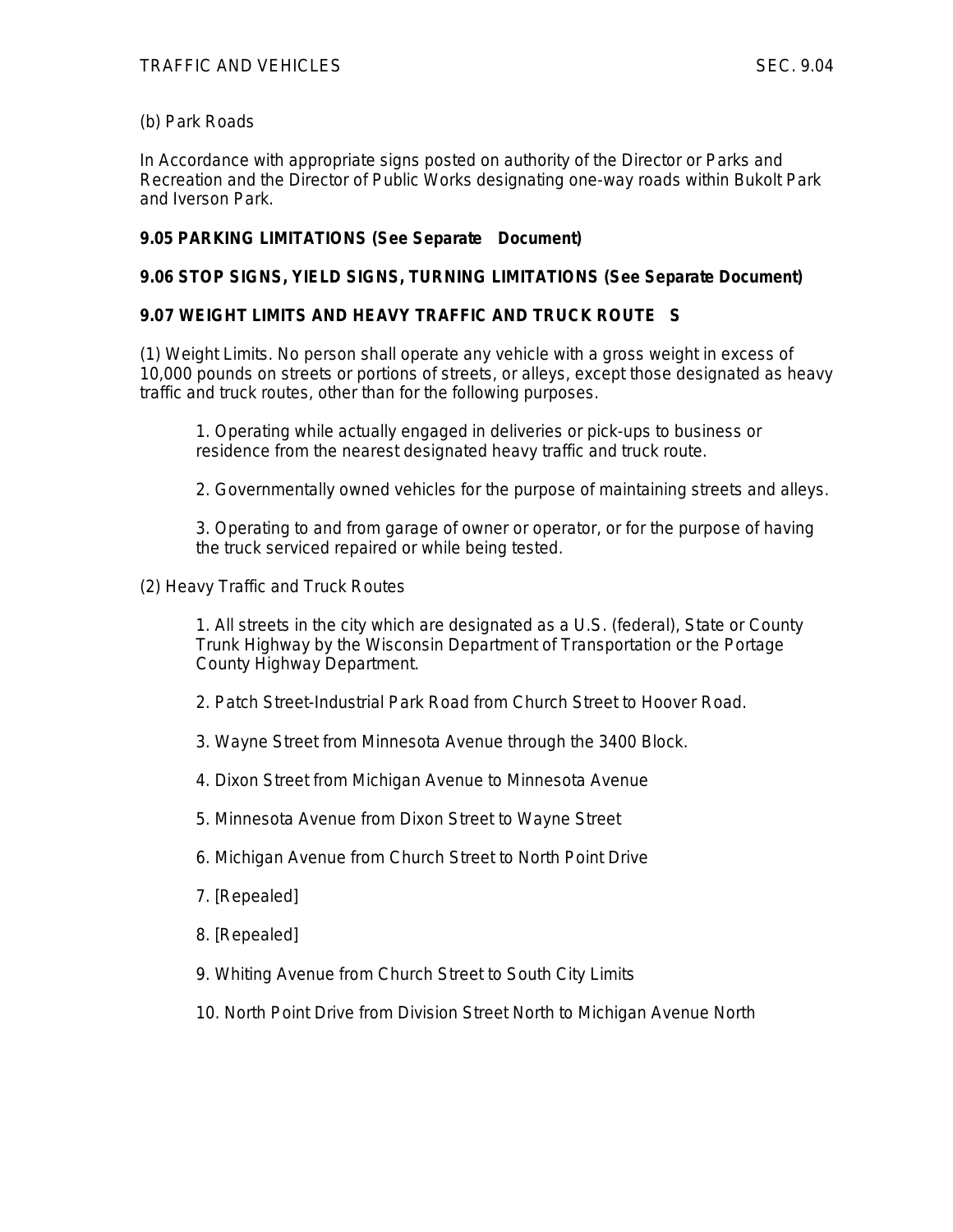(b) Park Roads

In Accordance with appropriate signs posted on authority of the Director or Parks and Recreation and the Director of Public Works designating one-way roads within Bukolt Park and Iverson Park.

**9.05 PARKING LIMITATIONS (See Separate Document)**

**9.06 STOP SIGNS, YIELD SIGNS, TURNING LIMITATIONS (See Separate Document)**

**9.07 WEIGHT LIMITS AND HEAVY TRAFFIC AND TRUCK ROUTES**

(1) Weight Limits. No person shall operate any vehicle with a gross weight in excess of 10,000 pounds on streets or portions of streets, or alleys, except those designated as heavy traffic and truck routes, other than for the following purposes.

1. Operating while actually engaged in deliveries or pick-ups to business or residence from the nearest designated heavy traffic and truck route.

2. Governmentally owned vehicles for the purpose of maintaining streets and alleys.

3. Operating to and from garage of owner or operator, or for the purpose of having the truck serviced repaired or while being tested.

(2) Heavy Traffic and Truck Routes

1. All streets in the city which are designated as a U.S. (federal), State or County Trunk Highway by the Wisconsin Department of Transportation or the Portage County Highway Department.

2. Patch Street-Industrial Park Road from Church Street to Hoover Road.

3. Wayne Street from Minnesota Avenue through the 3400 Block.

4. Dixon Street from Michigan Avenue to Minnesota Avenue

5. Minnesota Avenue from Dixon Street to Wayne Street

6. Michigan Avenue from Church Street to North Point Drive

7. [Repealed]

8. [Repealed]

9. Whiting Avenue from Church Street to South City Limits

10. North Point Drive from Division Street North to Michigan Avenue North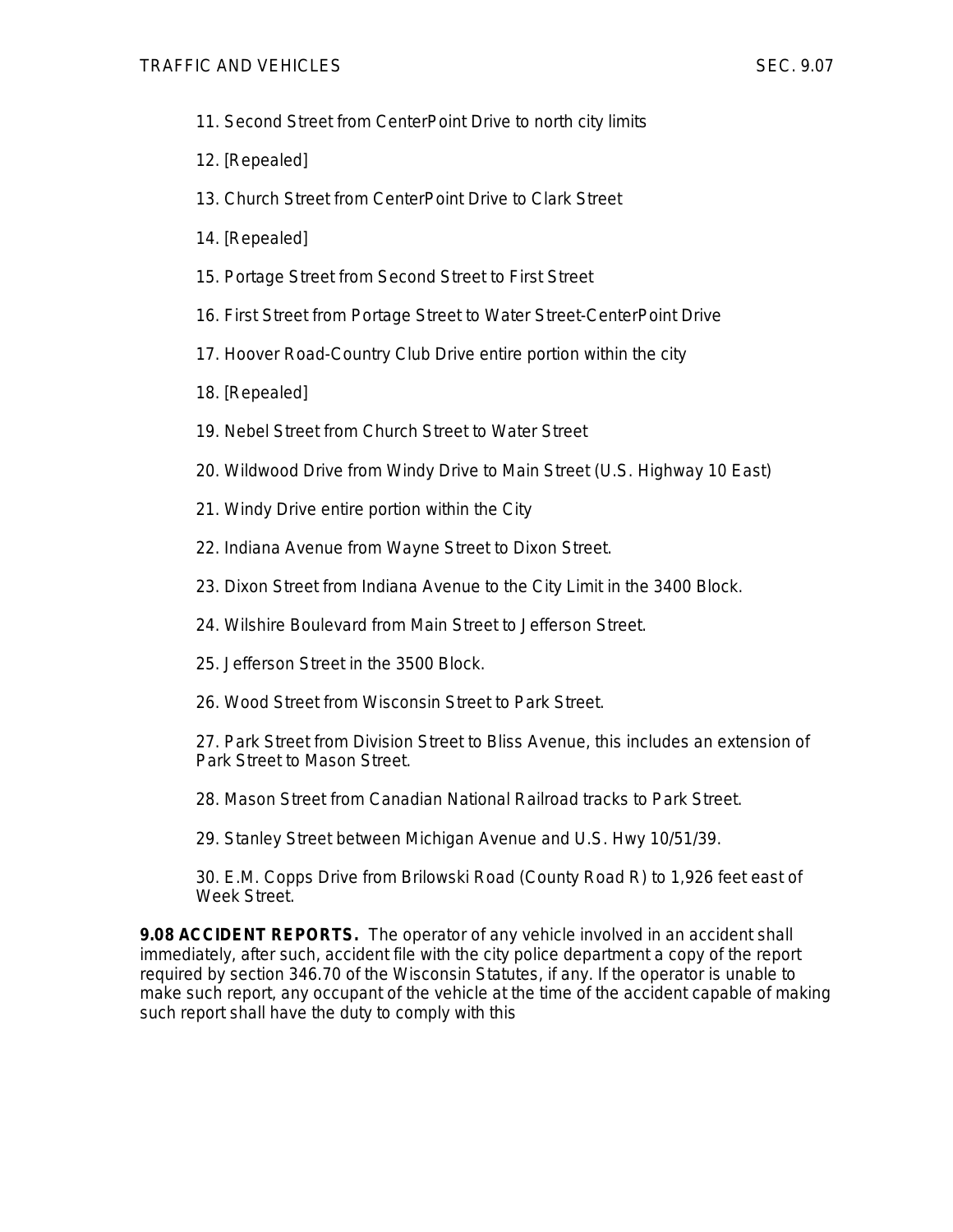11. Second Street from CenterPoint Drive to north city limits

12. [Repealed]

13. Church Street from CenterPoint Drive to Clark Street

14. [Repealed]

15. Portage Street from Second Street to First Street

16. First Street from Portage Street to Water Street-CenterPoint Drive

17. Hoover Road-Country Club Drive entire portion within the city

18. [Repealed]

19. Nebel Street from Church Street to Water Street

20. Wildwood Drive from Windy Drive to Main Street (U.S. Highway 10 East)

21. Windy Drive entire portion within the City

22. Indiana Avenue from Wayne Street to Dixon Street.

23. Dixon Street from Indiana Avenue to the City Limit in the 3400 Block.

24. Wilshire Boulevard from Main Street to Jefferson Street.

25. Jefferson Street in the 3500 Block.

26. Wood Street from Wisconsin Street to Park Street.

27. Park Street from Division Street to Bliss Avenue, this includes an extension of Park Street to Mason Street.

28. Mason Street from Canadian National Railroad tracks to Park Street.

29. Stanley Street between Michigan Avenue and U.S. Hwy 10/51/39.

30. E.M. Copps Drive from Brilowski Road (County Road R) to 1,926 feet east of Week Street.

**9.08 ACCIDENT REPORTS.** The operator of any vehicle involved in an accident shall immediately, after such, accident file with the city police department a copy of the report required by section 346.70 of the Wisconsin Statutes, if any. If the operator is unable to make such report, any occupant of the vehicle at the time of the accident capable of making such report shall have the duty to comply with this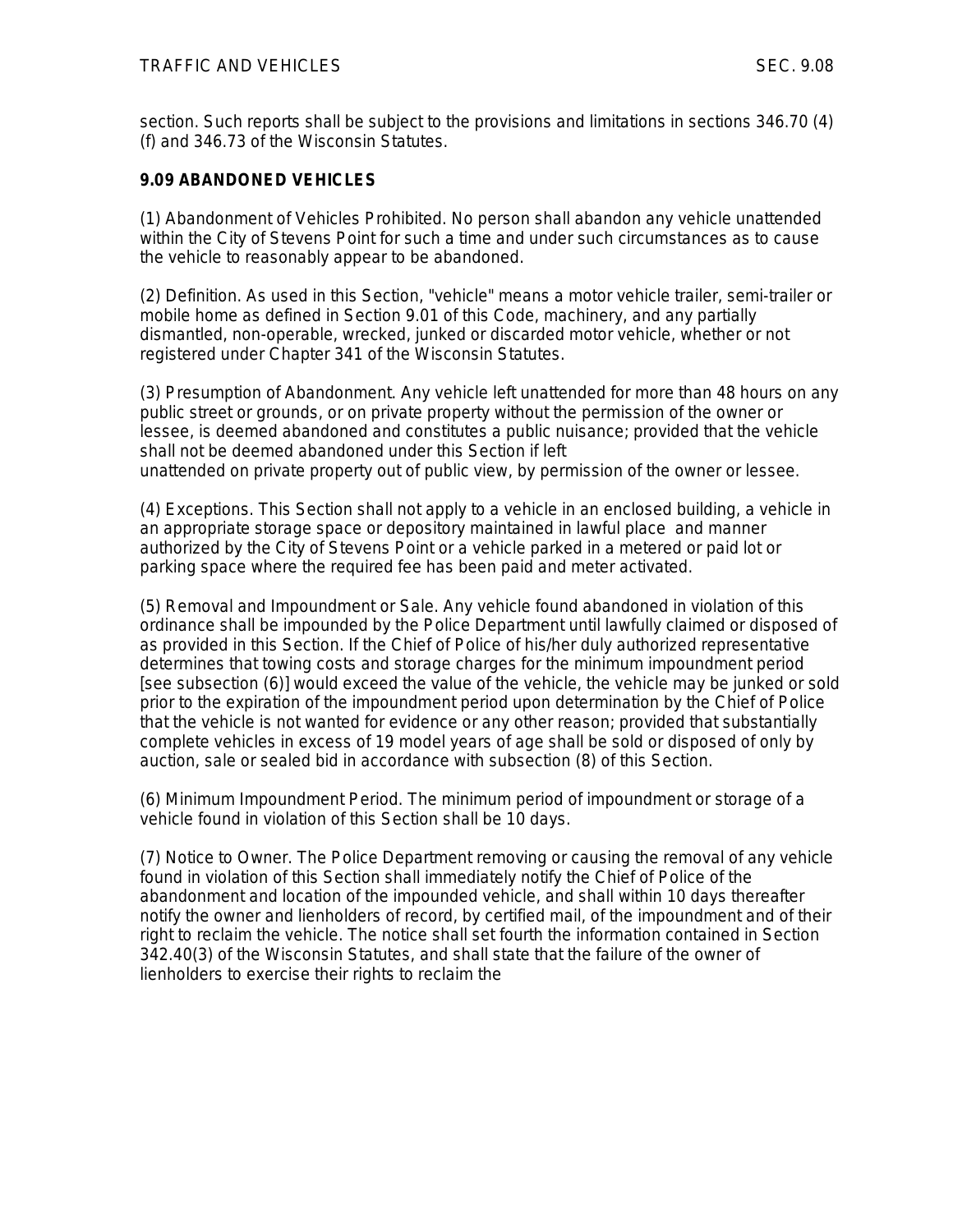section. Such reports shall be subject to the provisions and limitations in sections 346.70 (4) (f) and 346.73 of the Wisconsin Statutes.

**9.09 ABANDONED VEHICLES**

(1) Abandonment of Vehicles Prohibited. No person shall abandon any vehicle unattended within the City of Stevens Point for such a time and under such circumstances as to cause the vehicle to reasonably appear to be abandoned.

(2) Definition. As used in this Section, "vehicle" means a motor vehicle trailer, semi-trailer or mobile home as defined in Section 9.01 of this Code, machinery, and any partially dismantled, non-operable, wrecked, junked or discarded motor vehicle, whether or not registered under Chapter 341 of the Wisconsin Statutes.

(3) Presumption of Abandonment. Any vehicle left unattended for more than 48 hours on any public street or grounds, or on private property without the permission of the owner or lessee, is deemed abandoned and constitutes a public nuisance; provided that the vehicle shall not be deemed abandoned under this Section if left unattended on private property out of public view, by permission of the owner or lessee.

(4) Exceptions. This Section shall not apply to a vehicle in an enclosed building, a vehicle in an appropriate storage space or depository maintained in lawful place and manner authorized by the City of Stevens Point or a vehicle parked in a metered or paid lot or parking space where the required fee has been paid and meter activated.

(5) Removal and Impoundment or Sale. Any vehicle found abandoned in violation of this ordinance shall be impounded by the Police Department until lawfully claimed or disposed of as provided in this Section. If the Chief of Police of his/her duly authorized representative determines that towing costs and storage charges for the minimum impoundment period [see subsection (6)] would exceed the value of the vehicle, the vehicle may be junked or sold prior to the expiration of the impoundment period upon determination by the Chief of Police that the vehicle is not wanted for evidence or any other reason; provided that substantially complete vehicles in excess of 19 model years of age shall be sold or disposed of only by auction, sale or sealed bid in accordance with subsection (8) of this Section.

(6) Minimum Impoundment Period. The minimum period of impoundment or storage of a vehicle found in violation of this Section shall be 10 days.

(7) Notice to Owner. The Police Department removing or causing the removal of any vehicle found in violation of this Section shall immediately notify the Chief of Police of the abandonment and location of the impounded vehicle, and shall within 10 days thereafter notify the owner and lienholders of record, by certified mail, of the impoundment and of their right to reclaim the vehicle. The notice shall set fourth the information contained in Section 342.40(3) of the Wisconsin Statutes, and shall state that the failure of the owner of lienholders to exercise their rights to reclaim the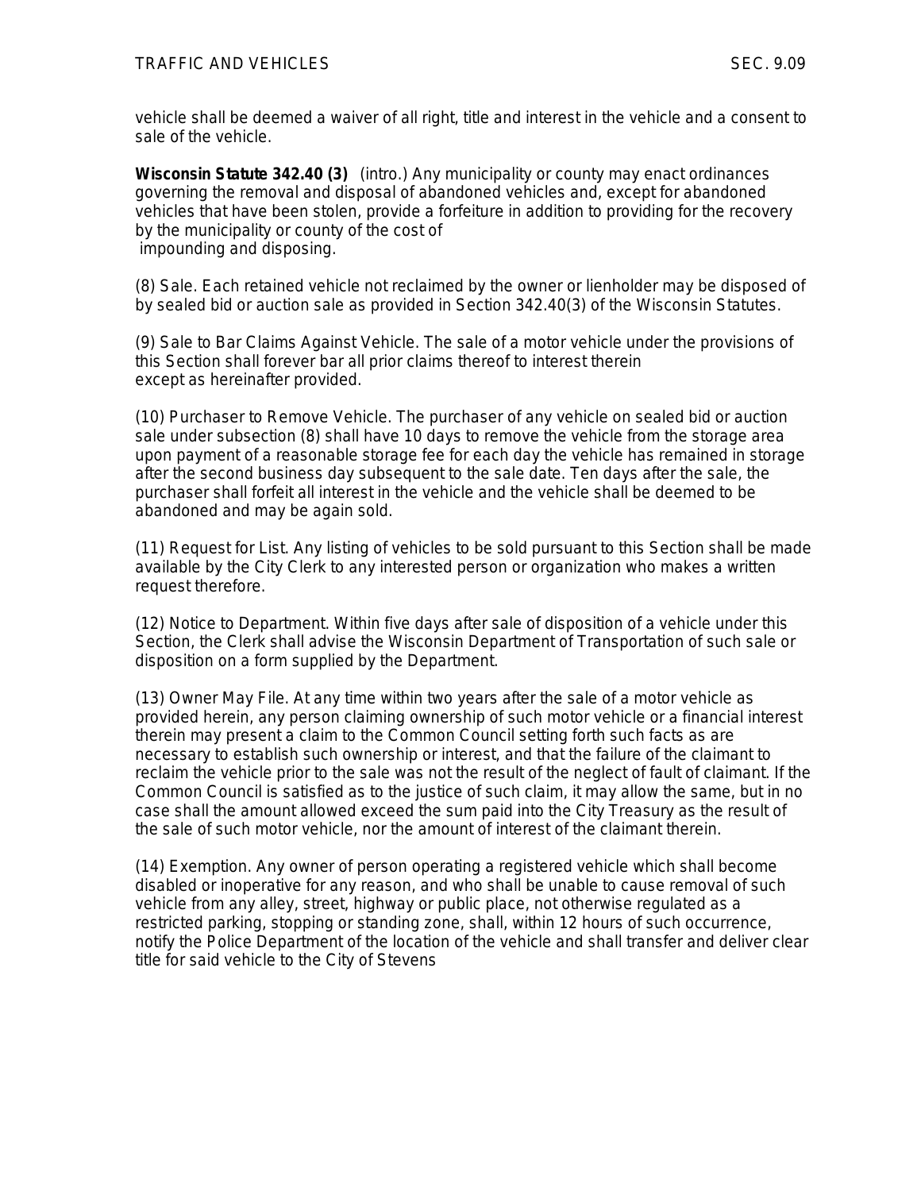vehicle shall be deemed a waiver of all right, title and interest in the vehicle and a consent to sale of the vehicle.

**Wisconsin Statute 342.40 (3)** (intro.) Any municipality or county may enact ordinances governing the removal and disposal of abandoned vehicles and, except for abandoned vehicles that have been stolen, provide a forfeiture in addition to providing for the recovery by the municipality or county of the cost of impounding and disposing.

(8) Sale. Each retained vehicle not reclaimed by the owner or lienholder may be disposed of by sealed bid or auction sale as provided in Section 342.40(3) of the Wisconsin Statutes.

(9) Sale to Bar Claims Against Vehicle. The sale of a motor vehicle under the provisions of this Section shall forever bar all prior claims thereof to interest therein except as hereinafter provided.

(10) Purchaser to Remove Vehicle. The purchaser of any vehicle on sealed bid or auction sale under subsection (8) shall have 10 days to remove the vehicle from the storage area upon payment of a reasonable storage fee for each day the vehicle has remained in storage after the second business day subsequent to the sale date. Ten days after the sale, the purchaser shall forfeit all interest in the vehicle and the vehicle shall be deemed to be abandoned and may be again sold.

(11) Request for List. Any listing of vehicles to be sold pursuant to this Section shall be made available by the City Clerk to any interested person or organization who makes a written request therefore.

(12) Notice to Department. Within five days after sale of disposition of a vehicle under this Section, the Clerk shall advise the Wisconsin Department of Transportation of such sale or disposition on a form supplied by the Department.

(13) Owner May File. At any time within two years after the sale of a motor vehicle as provided herein, any person claiming ownership of such motor vehicle or a financial interest therein may present a claim to the Common Council setting forth such facts as are necessary to establish such ownership or interest, and that the failure of the claimant to reclaim the vehicle prior to the sale was not the result of the neglect of fault of claimant. If the Common Council is satisfied as to the justice of such claim, it may allow the same, but in no case shall the amount allowed exceed the sum paid into the City Treasury as the result of the sale of such motor vehicle, nor the amount of interest of the claimant therein.

(14) Exemption. Any owner of person operating a registered vehicle which shall become disabled or inoperative for any reason, and who shall be unable to cause removal of such vehicle from any alley, street, highway or public place, not otherwise regulated as a restricted parking, stopping or standing zone, shall, within 12 hours of such occurrence, notify the Police Department of the location of the vehicle and shall transfer and deliver clear title for said vehicle to the City of Stevens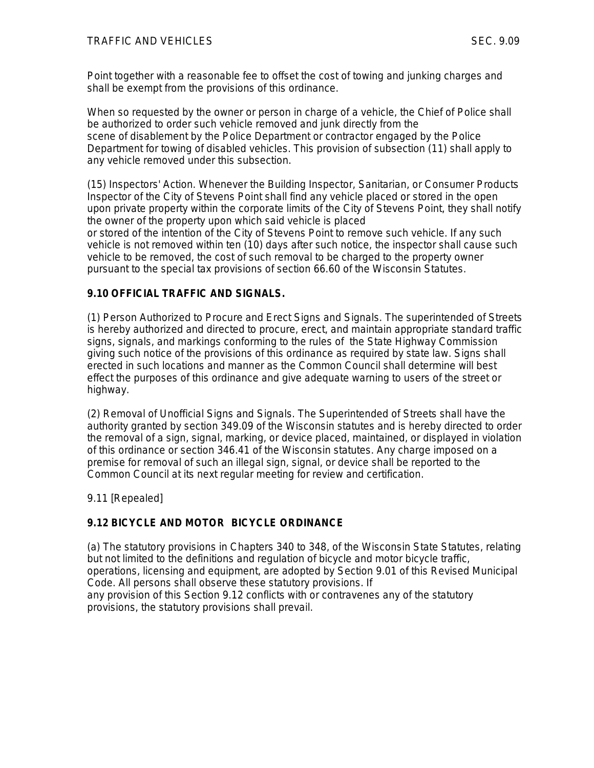Point together with a reasonable fee to offset the cost of towing and junking charges and shall be exempt from the provisions of this ordinance.

When so requested by the owner or person in charge of a vehicle, the Chief of Police shall be authorized to order such vehicle removed and junk directly from the scene of disablement by the Police Department or contractor engaged by the Police Department for towing of disabled vehicles. This provision of subsection (11) shall apply to any vehicle removed under this subsection.

(15) Inspectors' Action. Whenever the Building Inspector, Sanitarian, or Consumer Products Inspector of the City of Stevens Point shall find any vehicle placed or stored in the open upon private property within the corporate limits of the City of Stevens Point, they shall notify the owner of the property upon which said vehicle is placed or stored of the intention of the City of Stevens Point to remove such vehicle. If any such vehicle is not removed within ten (10) days after such notice, the inspector shall cause such vehicle to be removed, the cost of such removal to be charged to the property owner pursuant to the special tax provisions of section 66.60 of the Wisconsin Statutes.

**9.10 OFFICIAL TRAFFIC AND SIGNALS.**

(1) Person Authorized to Procure and Erect Signs and Signals. The superintended of Streets is hereby authorized and directed to procure, erect, and maintain appropriate standard traffic signs, signals, and markings conforming to the rules of the State Highway Commission giving such notice of the provisions of this ordinance as required by state law. Signs shall erected in such locations and manner as the Common Council shall determine will best effect the purposes of this ordinance and give adequate warning to users of the street or highway.

(2) Removal of Unofficial Signs and Signals. The Superintended of Streets shall have the authority granted by section 349.09 of the Wisconsin statutes and is hereby directed to order the removal of a sign, signal, marking, or device placed, maintained, or displayed in violation of this ordinance or section 346.41 of the Wisconsin statutes. Any charge imposed on a premise for removal of such an illegal sign, signal, or device shall be reported to the Common Council at its next regular meeting for review and certification.

9.11 [Repealed]

**9.12 BICYCLE AND MOTOR BICYCLE ORDINANCE**

(a) The statutory provisions in Chapters 340 to 348, of the Wisconsin State Statutes, relating but not limited to the definitions and regulation of bicycle and motor bicycle traffic, operations, licensing and equipment, are adopted by Section 9.01 of this Revised Municipal Code. All persons shall observe these statutory provisions. If any provision of this Section 9.12 conflicts with or contravenes any of the statutory provisions, the statutory provisions shall prevail.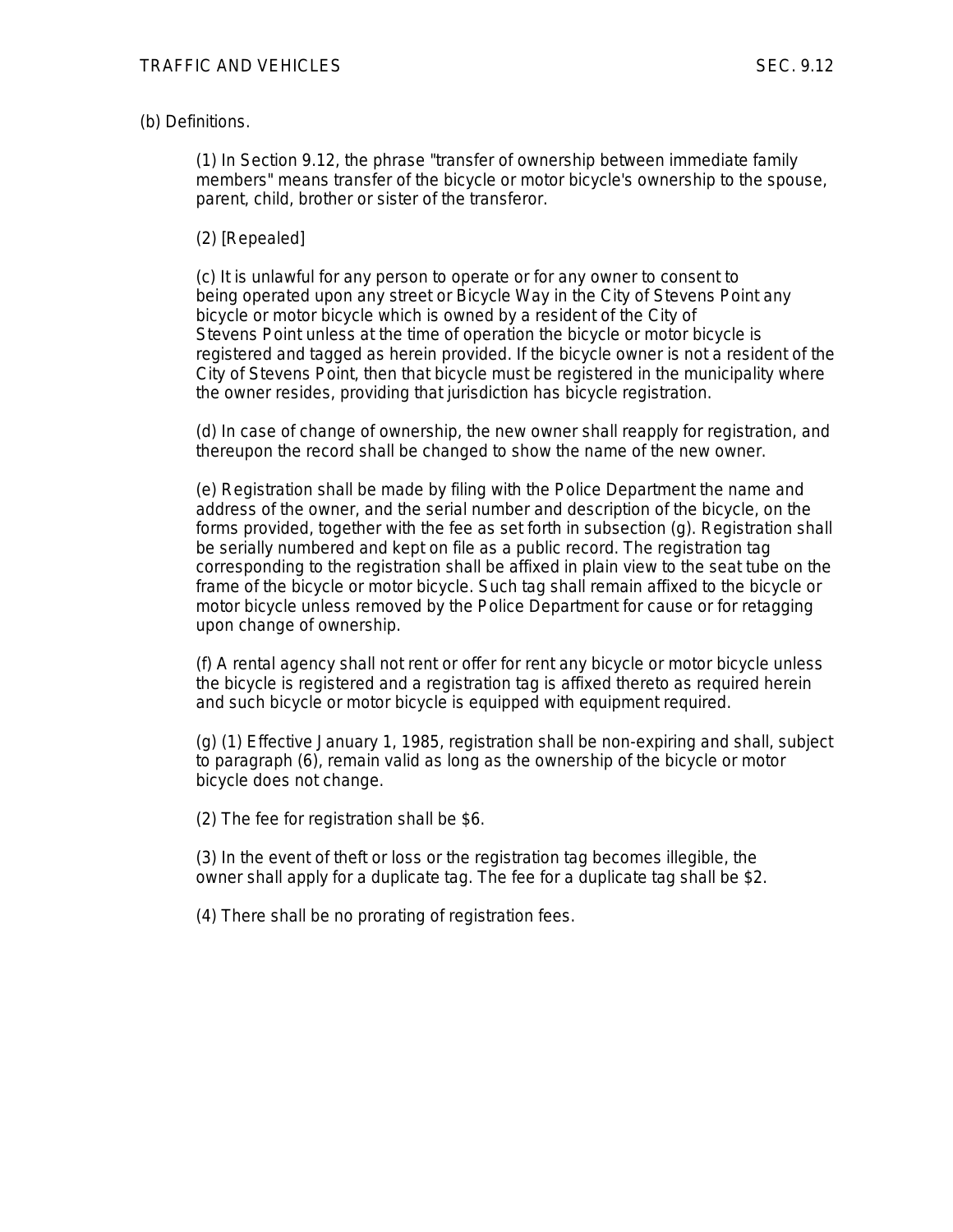(b) Definitions.

(1) In Section 9.12, the phrase "transfer of ownership between immediate family members" means transfer of the bicycle or motor bicycle's ownership to the spouse, parent, child, brother or sister of the transferor.

(2) [Repealed]

(c) It is unlawful for any person to operate or for any owner to consent to being operated upon any street or Bicycle Way in the City of Stevens Point any bicycle or motor bicycle which is owned by a resident of the City of Stevens Point unless at the time of operation the bicycle or motor bicycle is registered and tagged as herein provided. If the bicycle owner is not a resident of the City of Stevens Point, then that bicycle must be registered in the municipality where the owner resides, providing that jurisdiction has bicycle registration.

(d) In case of change of ownership, the new owner shall reapply for registration, and thereupon the record shall be changed to show the name of the new owner.

(e) Registration shall be made by filing with the Police Department the name and address of the owner, and the serial number and description of the bicycle, on the forms provided, together with the fee as set forth in subsection (g). Registration shall be serially numbered and kept on file as a public record. The registration tag corresponding to the registration shall be affixed in plain view to the seat tube on the frame of the bicycle or motor bicycle. Such tag shall remain affixed to the bicycle or motor bicycle unless removed by the Police Department for cause or for retagging upon change of ownership.

(f) A rental agency shall not rent or offer for rent any bicycle or motor bicycle unless the bicycle is registered and a registration tag is affixed thereto as required herein and such bicycle or motor bicycle is equipped with equipment required.

(g) (1) Effective January 1, 1985, registration shall be non-expiring and shall, subject to paragraph (6), remain valid as long as the ownership of the bicycle or motor bicycle does not change.

(2) The fee for registration shall be $6.

(3) In the event of theft or loss or the registration tag becomes illegible, the owner shall apply for a duplicate tag. The fee for a duplicate tag shall be $2.

(4) There shall be no prorating of registration fees.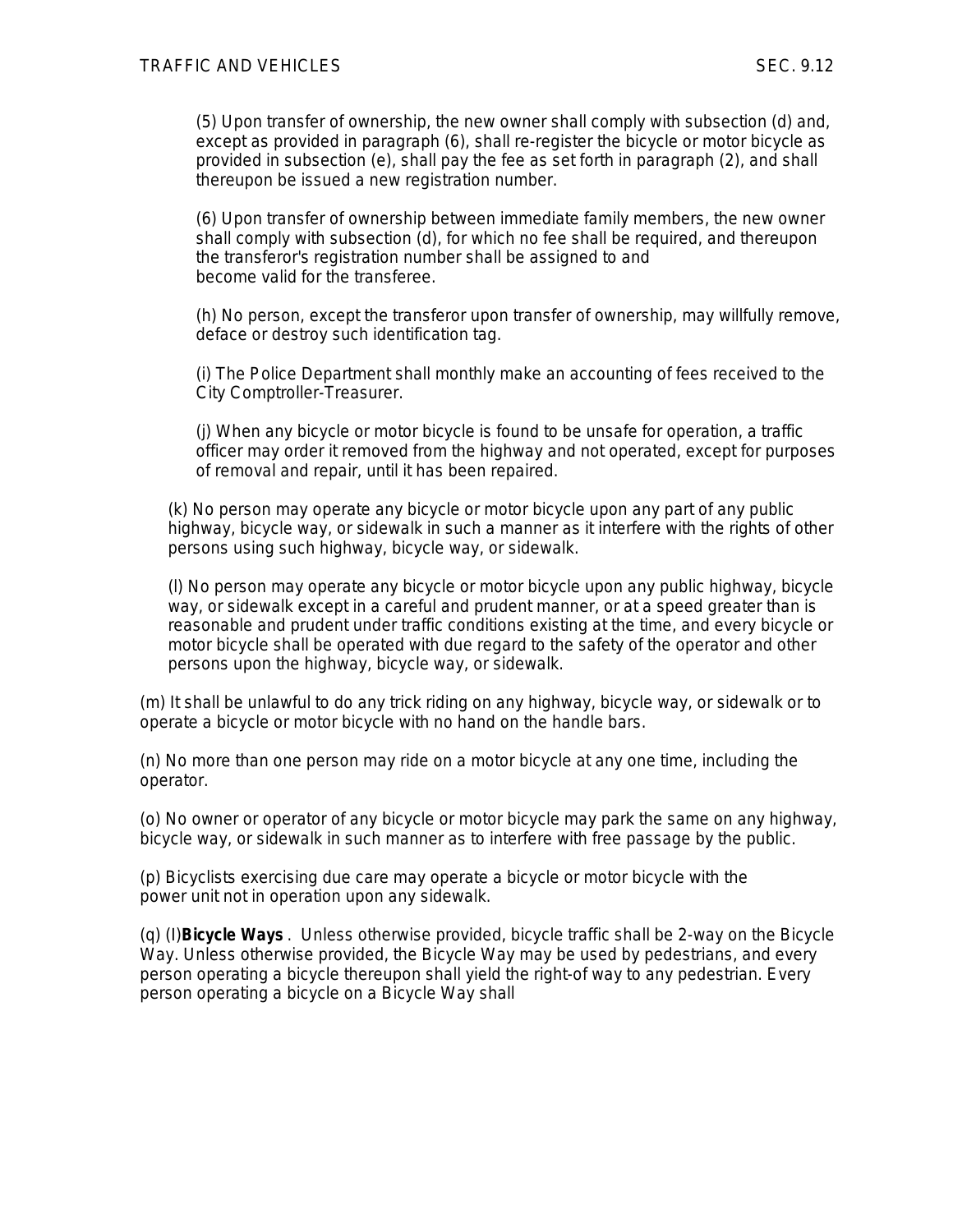(5) Upon transfer of ownership, the new owner shall comply with subsection (d) and, except as provided in paragraph (6), shall re-register the bicycle or motor bicycle as provided in subsection (e), shall pay the fee as set forth in paragraph (2), and shall thereupon be issued a new registration number.

(6) Upon transfer of ownership between immediate family members, the new owner shall comply with subsection (d), for which no fee shall be required, and thereupon the transferor's registration number shall be assigned to and become valid for the transferee.

(h) No person, except the transferor upon transfer of ownership, may willfully remove, deface or destroy such identification tag.

(i) The Police Department shall monthly make an accounting of fees received to the City Comptroller-Treasurer.

(j) When any bicycle or motor bicycle is found to be unsafe for operation, a traffic officer may order it removed from the highway and not operated, except for purposes of removal and repair, until it has been repaired.

(k) No person may operate any bicycle or motor bicycle upon any part of any public highway, bicycle way, or sidewalk in such a manner as it interfere with the rights of other persons using such highway, bicycle way, or sidewalk.

(l) No person may operate any bicycle or motor bicycle upon any public highway, bicycle way, or sidewalk except in a careful and prudent manner, or at a speed greater than is reasonable and prudent under traffic conditions existing at the time, and every bicycle or motor bicycle shall be operated with due regard to the safety of the operator and other persons upon the highway, bicycle way, or sidewalk.

(m) It shall be unlawful to do any trick riding on any highway, bicycle way, or sidewalk or to operate a bicycle or motor bicycle with no hand on the handle bars.

(n) No more than one person may ride on a motor bicycle at any one time, including the operator.

(o) No owner or operator of any bicycle or motor bicycle may park the same on any highway, bicycle way, or sidewalk in such manner as to interfere with free passage by the public.

(p) Bicyclists exercising due care may operate a bicycle or motor bicycle with the power unit not in operation upon any sidewalk.

(q) (l)**Bicycle Ways** . Unless otherwise provided, bicycle traffic shall be 2-way on the Bicycle Way. Unless otherwise provided, the Bicycle Way may be used by pedestrians, and every person operating a bicycle thereupon shall yield the right-of way to any pedestrian. Every person operating a bicycle on a Bicycle Way shall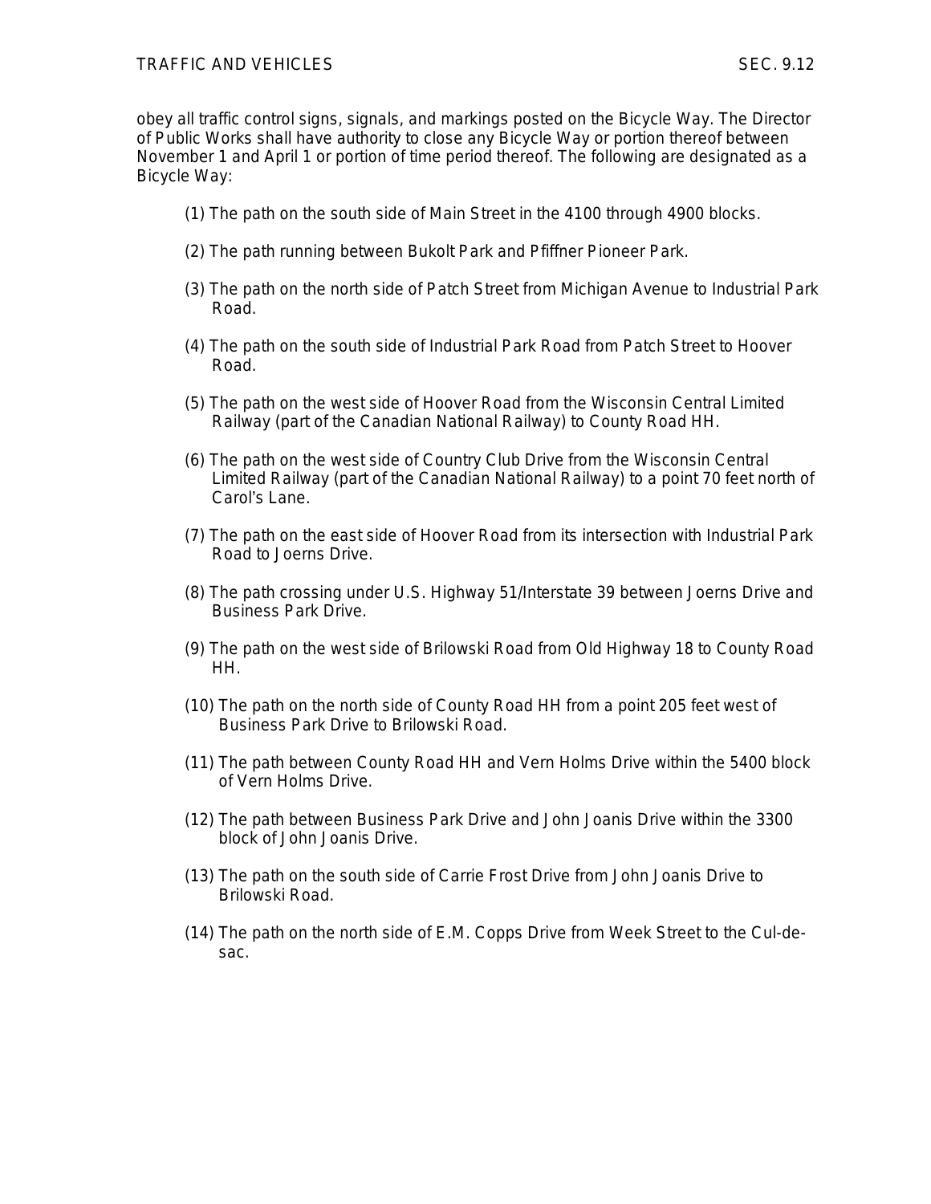obey all traffic control signs, signals, and markings posted on the Bicycle Way. The Director of Public Works shall have authority to close any Bicycle Way or portion thereof between November 1 and April 1 or portion of time period thereof. The following are designated as a Bicycle Way:

(1) The path on the south side of Main Street in the 4100 through 4900 blocks.

(2) The path running between Bukolt Park and Pfiffner Pioneer Park.

(3) The path on the north side of Patch Street from Michigan Avenue to Industrial Park Road.

(4) The path on the south side of Industrial Park Road from Patch Street to Hoover Road.

(5) The path on the west side of Hoover Road from the Wisconsin Central Limited Railway (part of the Canadian National Railway) to County Road HH.

(6) The path on the west side of Country Club Drive from the Wisconsin Central Limited Railway (part of the Canadian National Railway) to a point 70 feet north of Carol's Lane.

(7) The path on the east side of Hoover Road from its intersection with Industrial Park Road to Joerns Drive.

(8) The path crossing under U.S. Highway 51/Interstate 39 between Joerns Drive and Business Park Drive.

(9) The path on the west side of Brilowski Road from Old Highway 18 to County Road HH.

(10) The path on the north side of County Road HH from a point 205 feet west of Business Park Drive to Brilowski Road.

(11) The path between County Road HH and Vern Holms Drive within the 5400 block of Vern Holms Drive.

(12) The path between Business Park Drive and John Joanis Drive within the 3300 block of John Joanis Drive.

(13) The path on the south side of Carrie Frost Drive from John Joanis Drive to Brilowski Road.

(14) The path on the north side of E.M. Copps Drive from Week Street to the Cul-de-sac.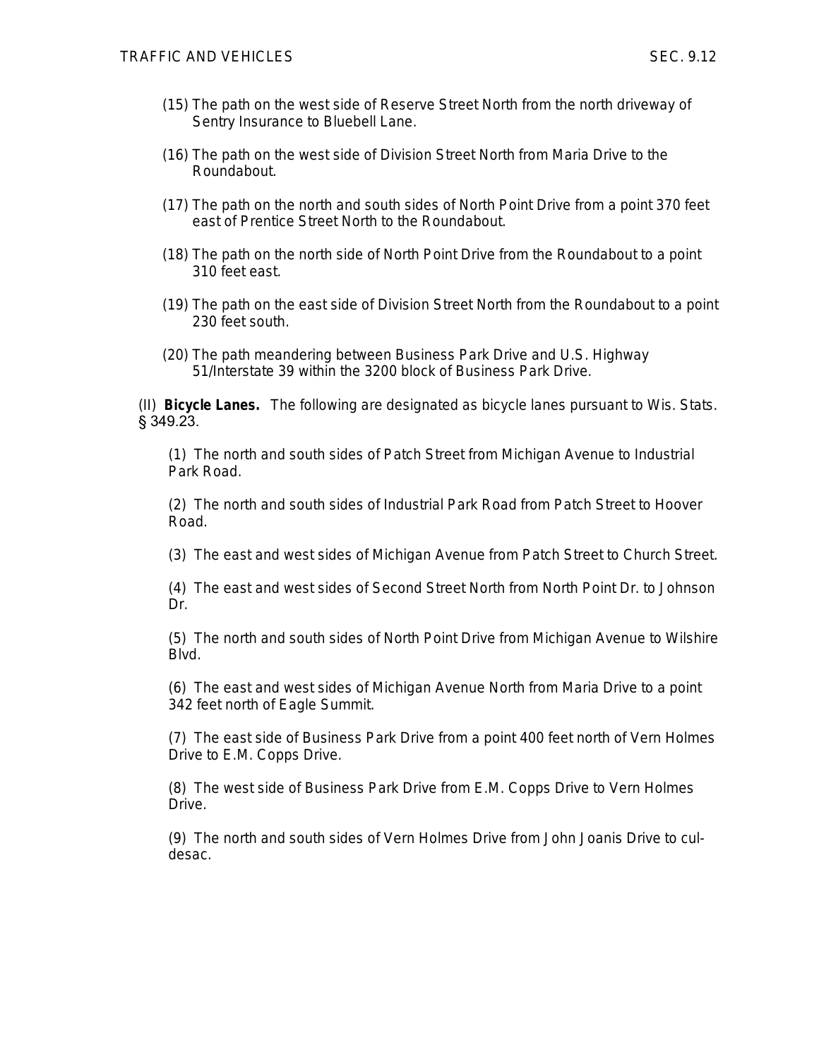(15) The path on the west side of Reserve Street North from the north driveway of Sentry Insurance to Bluebell Lane.

(16) The path on the west side of Division Street North from Maria Drive to the Roundabout.

(17) The path on the north and south sides of North Point Drive from a point 370 feet east of Prentice Street North to the Roundabout.

(18) The path on the north side of North Point Drive from the Roundabout to a point 310 feet east.

(19) The path on the east side of Division Street North from the Roundabout to a point 230 feet south.

(20) The path meandering between Business Park Drive and U.S. Highway 51/Interstate 39 within the 3200 block of Business Park Drive.

(II) **Bicycle Lanes.** The following are designated as bicycle lanes pursuant to Wis. Stats. § 349.23.

(1) The north and south sides of Patch Street from Michigan Avenue to Industrial Park Road.

(2) The north and south sides of Industrial Park Road from Patch Street to Hoover Road.

(3) The east and west sides of Michigan Avenue from Patch Street to Church Street.

(4) The east and west sides of Second Street North from North Point Dr. to Johnson Dr.

(5) The north and south sides of North Point Drive from Michigan Avenue to Wilshire Blvd.

(6) The east and west sides of Michigan Avenue North from Maria Drive to a point 342 feet north of Eagle Summit.

(7) The east side of Business Park Drive from a point 400 feet north of Vern Holmes Drive to E.M. Copps Drive.

(8) The west side of Business Park Drive from E.M. Copps Drive to Vern Holmes Drive.

(9) The north and south sides of Vern Holmes Drive from John Joanis Drive to cul-desac.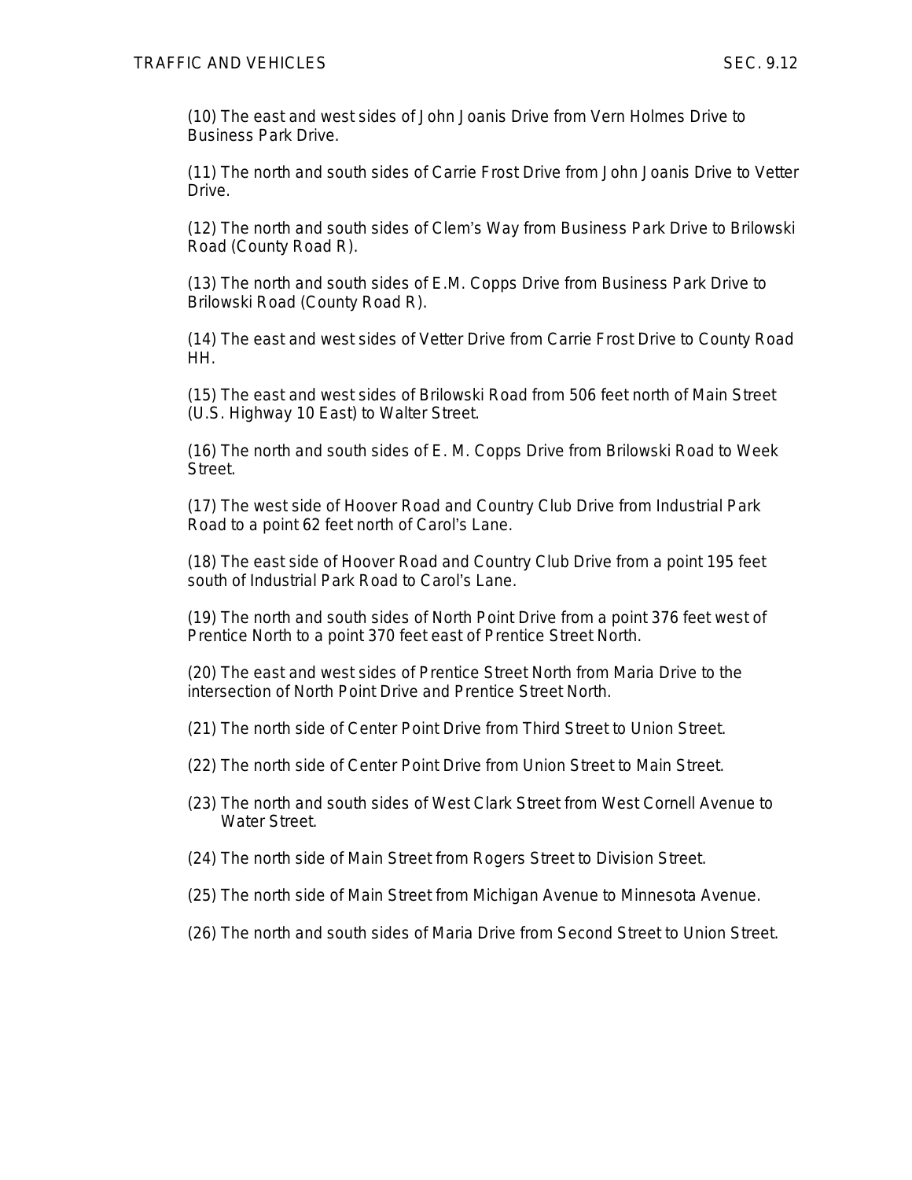(10) The east and west sides of John Joanis Drive from Vern Holmes Drive to Business Park Drive.

(11) The north and south sides of Carrie Frost Drive from John Joanis Drive to Vetter Drive.

(12) The north and south sides of Clem's Way from Business Park Drive to Brilowski Road (County Road R).

(13) The north and south sides of E.M. Copps Drive from Business Park Drive to Brilowski Road (County Road R).

(14) The east and west sides of Vetter Drive from Carrie Frost Drive to County Road HH.

(15) The east and west sides of Brilowski Road from 506 feet north of Main Street (U.S. Highway 10 East) to Walter Street.

(16) The north and south sides of E. M. Copps Drive from Brilowski Road to Week Street.

(17) The west side of Hoover Road and Country Club Drive from Industrial Park Road to a point 62 feet north of Carol's Lane.

(18) The east side of Hoover Road and Country Club Drive from a point 195 feet south of Industrial Park Road to Carol's Lane.

(19) The north and south sides of North Point Drive from a point 376 feet west of Prentice North to a point 370 feet east of Prentice Street North.

(20) The east and west sides of Prentice Street North from Maria Drive to the intersection of North Point Drive and Prentice Street North.

(21) The north side of Center Point Drive from Third Street to Union Street.

(22) The north side of Center Point Drive from Union Street to Main Street.

(23) The north and south sides of West Clark Street from West Cornell Avenue to Water Street.

(24) The north side of Main Street from Rogers Street to Division Street.

(25) The north side of Main Street from Michigan Avenue to Minnesota Avenue.

(26) The north and south sides of Maria Drive from Second Street to Union Street.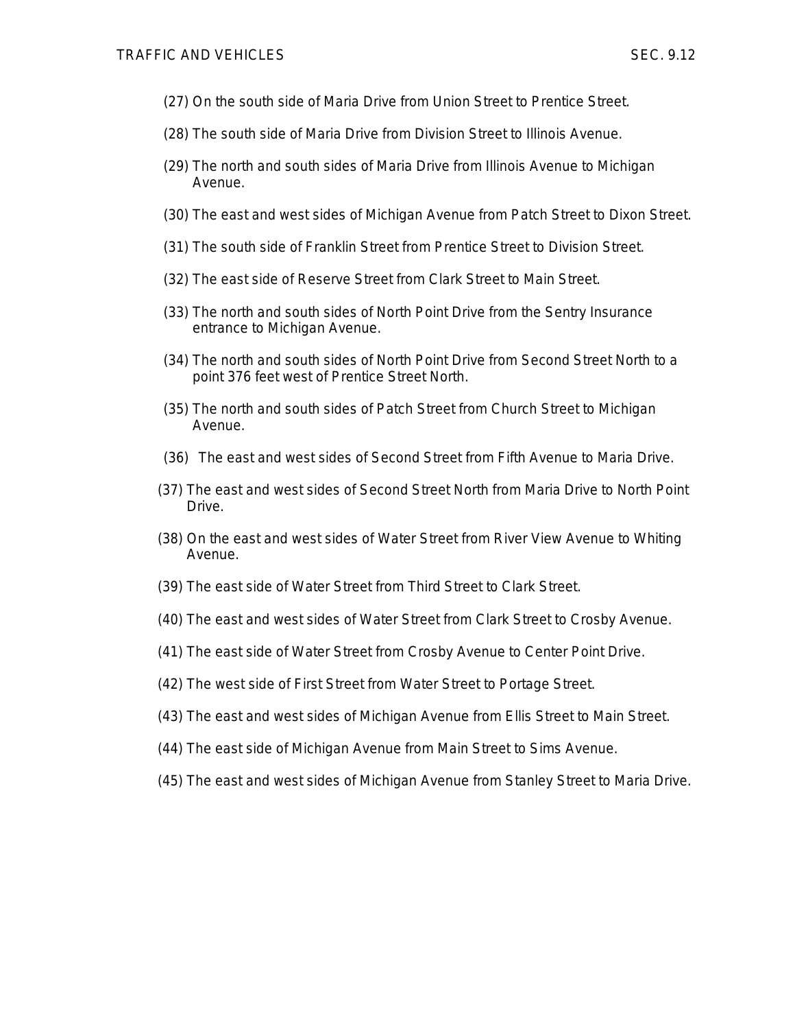(27) On the south side of Maria Drive from Union Street to Prentice Street.

(28) The south side of Maria Drive from Division Street to Illinois Avenue.

(29) The north and south sides of Maria Drive from Illinois Avenue to Michigan Avenue.

(30) The east and west sides of Michigan Avenue from Patch Street to Dixon Street.

(31) The south side of Franklin Street from Prentice Street to Division Street.

(32) The east side of Reserve Street from Clark Street to Main Street.

(33) The north and south sides of North Point Drive from the Sentry Insurance entrance to Michigan Avenue.

(34) The north and south sides of North Point Drive from Second Street North to a point 376 feet west of Prentice Street North.

(35) The north and south sides of Patch Street from Church Street to Michigan Avenue.

(36) The east and west sides of Second Street from Fifth Avenue to Maria Drive.

(37) The east and west sides of Second Street North from Maria Drive to North Point Drive.

(38) On the east and west sides of Water Street from River View Avenue to Whiting Avenue.

(39) The east side of Water Street from Third Street to Clark Street.

(40) The east and west sides of Water Street from Clark Street to Crosby Avenue.

(41) The east side of Water Street from Crosby Avenue to Center Point Drive.

(42) The west side of First Street from Water Street to Portage Street.

(43) The east and west sides of Michigan Avenue from Ellis Street to Main Street.

(44) The east side of Michigan Avenue from Main Street to Sims Avenue.

(45) The east and west sides of Michigan Avenue from Stanley Street to Maria Drive.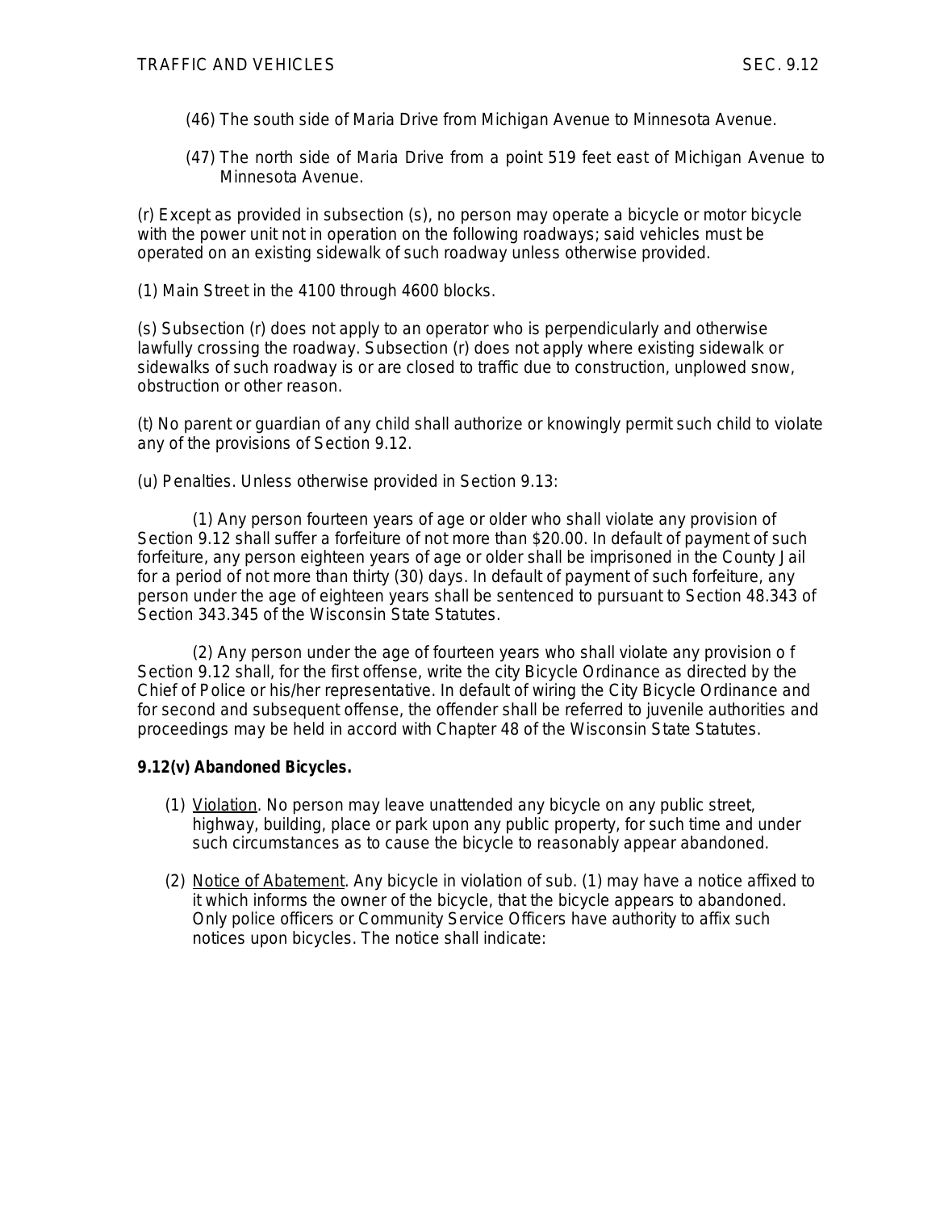(46) The south side of Maria Drive from Michigan Avenue to Minnesota Avenue.

(47) The north side of Maria Drive from a point 519 feet east of Michigan Avenue to Minnesota Avenue.

(r) Except as provided in subsection (s), no person may operate a bicycle or motor bicycle with the power unit not in operation on the following roadways; said vehicles must be operated on an existing sidewalk of such roadway unless otherwise provided.

(1) Main Street in the 4100 through 4600 blocks.

(s) Subsection (r) does not apply to an operator who is perpendicularly and otherwise lawfully crossing the roadway. Subsection (r) does not apply where existing sidewalk or sidewalks of such roadway is or are closed to traffic due to construction, unplowed snow, obstruction or other reason.

(t) No parent or guardian of any child shall authorize or knowingly permit such child to violate any of the provisions of Section 9.12.

(u) Penalties. Unless otherwise provided in Section 9.13:

(1) Any person fourteen years of age or older who shall violate any provision of Section 9.12 shall suffer a forfeiture of not more than $20.00. In default of payment of such forfeiture, any person eighteen years of age or older shall be imprisoned in the County Jail for a period of not more than thirty (30) days. In default of payment of such forfeiture, any person under the age of eighteen years shall be sentenced to pursuant to Section 48.343 of Section 343.345 of the Wisconsin State Statutes.

(2) Any person under the age of fourteen years who shall violate any provision o f Section 9.12 shall, for the first offense, write the city Bicycle Ordinance as directed by the Chief of Police or his/her representative. In default of wiring the City Bicycle Ordinance and for second and subsequent offense, the offender shall be referred to juvenile authorities and proceedings may be held in accord with Chapter 48 of the Wisconsin State Statutes.

**9.12(v) Abandoned Bicycles.**

(1) Violation. No person may leave unattended any bicycle on any public street, highway, building, place or park upon any public property, for such time and under such circumstances as to cause the bicycle to reasonably appear abandoned.

(2) Notice of Abatement. Any bicycle in violation of sub. (1) may have a notice affixed to it which informs the owner of the bicycle, that the bicycle appears to abandoned. Only police officers or Community Service Officers have authority to affix such notices upon bicycles. The notice shall indicate: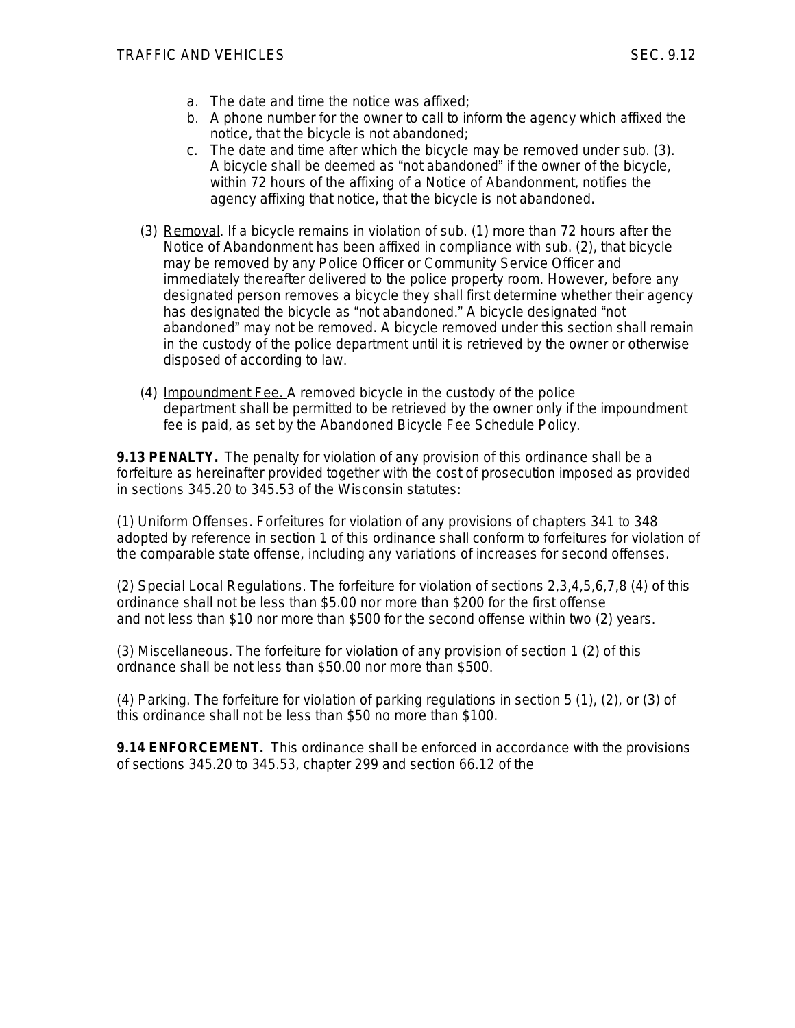a. The date and time the notice was affixed;
b. A phone number for the owner to call to inform the agency which affixed the notice, that the bicycle is not abandoned;
c. The date and time after which the bicycle may be removed under sub. (3). A bicycle shall be deemed as "not abandoned" if the owner of the bicycle, within 72 hours of the affixing of a Notice of Abandonment, notifies the agency affixing that notice, that the bicycle is not abandoned.

(3) Removal. If a bicycle remains in violation of sub. (1) more than 72 hours after the Notice of Abandonment has been affixed in compliance with sub. (2), that bicycle may be removed by any Police Officer or Community Service Officer and immediately thereafter delivered to the police property room. However, before any designated person removes a bicycle they shall first determine whether their agency has designated the bicycle as "not abandoned." A bicycle designated "not abandoned" may not be removed. A bicycle removed under this section shall remain in the custody of the police department until it is retrieved by the owner or otherwise disposed of according to law.

(4) Impoundment Fee. A removed bicycle in the custody of the police department shall be permitted to be retrieved by the owner only if the impoundment fee is paid, as set by the Abandoned Bicycle Fee Schedule Policy.

**9.13 PENALTY.** The penalty for violation of any provision of this ordinance shall be a forfeiture as hereinafter provided together with the cost of prosecution imposed as provided in sections 345.20 to 345.53 of the Wisconsin statutes:

(1) Uniform Offenses. Forfeitures for violation of any provisions of chapters 341 to 348 adopted by reference in section 1 of this ordinance shall conform to forfeitures for violation of the comparable state offense, including any variations of increases for second offenses.

(2) Special Local Regulations. The forfeiture for violation of sections 2,3,4,5,6,7,8 (4) of this ordinance shall not be less than $5.00 nor more than $200 for the first offense and not less than $10 nor more than $500 for the second offense within two (2) years.

(3) Miscellaneous. The forfeiture for violation of any provision of section 1 (2) of this ordnance shall be not less than $50.00 nor more than $500.

(4) Parking. The forfeiture for violation of parking regulations in section 5 (1), (2), or (3) of this ordinance shall not be less than $50 no more than $100.

**9.14 ENFORCEMENT.** This ordinance shall be enforced in accordance with the provisions of sections 345.20 to 345.53, chapter 299 and section 66.12 of the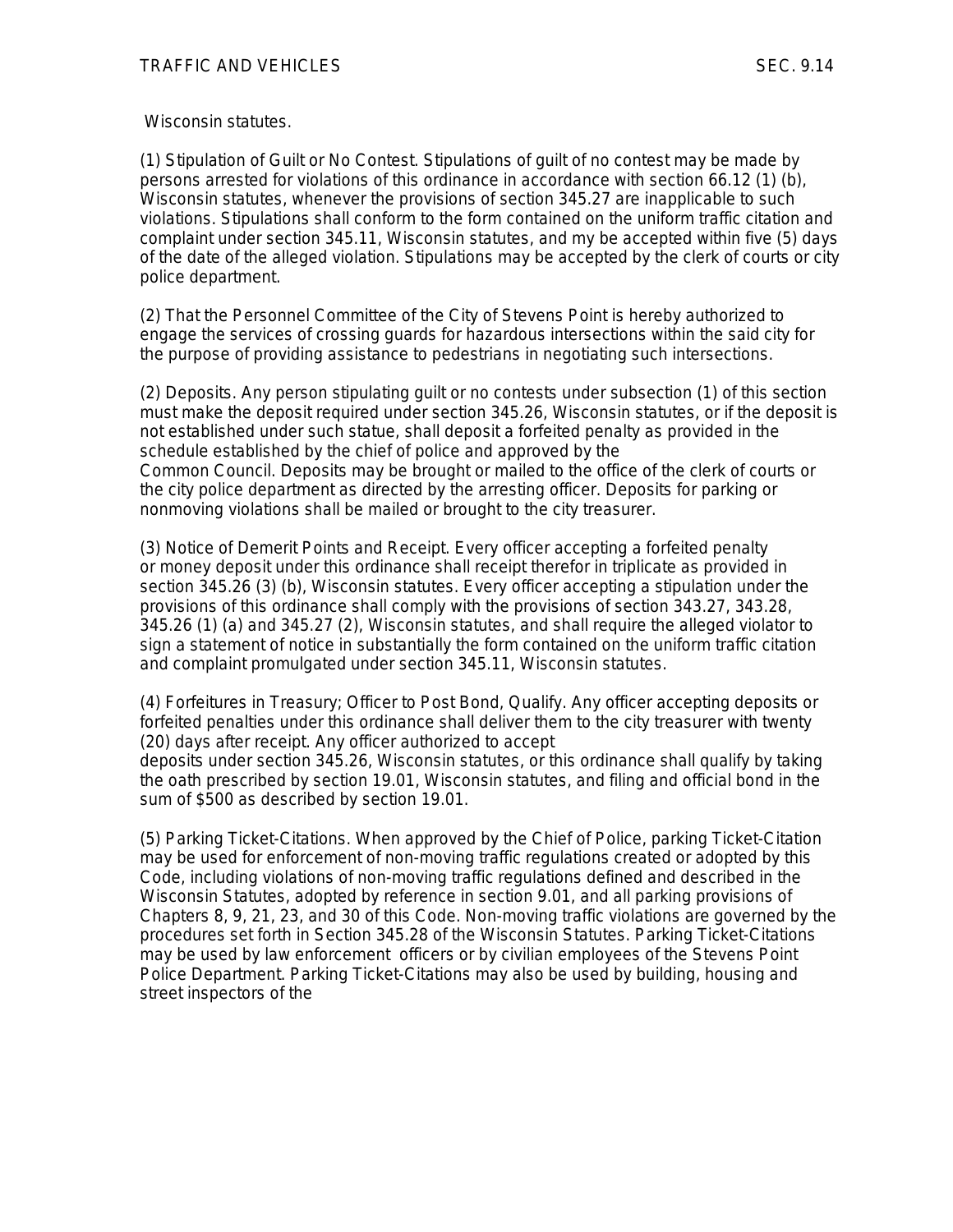Wisconsin statutes.

(1) Stipulation of Guilt or No Contest. Stipulations of guilt of no contest may be made by persons arrested for violations of this ordinance in accordance with section 66.12 (1) (b), Wisconsin statutes, whenever the provisions of section 345.27 are inapplicable to such violations. Stipulations shall conform to the form contained on the uniform traffic citation and complaint under section 345.11, Wisconsin statutes, and my be accepted within five (5) days of the date of the alleged violation. Stipulations may be accepted by the clerk of courts or city police department.

(2) That the Personnel Committee of the City of Stevens Point is hereby authorized to engage the services of crossing guards for hazardous intersections within the said city for the purpose of providing assistance to pedestrians in negotiating such intersections.

(2) Deposits. Any person stipulating guilt or no contests under subsection (1) of this section must make the deposit required under section 345.26, Wisconsin statutes, or if the deposit is not established under such statue, shall deposit a forfeited penalty as provided in the schedule established by the chief of police and approved by the Common Council. Deposits may be brought or mailed to the office of the clerk of courts or the city police department as directed by the arresting officer. Deposits for parking or nonmoving violations shall be mailed or brought to the city treasurer.

(3) Notice of Demerit Points and Receipt. Every officer accepting a forfeited penalty or money deposit under this ordinance shall receipt therefor in triplicate as provided in section 345.26 (3) (b), Wisconsin statutes. Every officer accepting a stipulation under the provisions of this ordinance shall comply with the provisions of section 343.27, 343.28, 345.26 (1) (a) and 345.27 (2), Wisconsin statutes, and shall require the alleged violator to sign a statement of notice in substantially the form contained on the uniform traffic citation and complaint promulgated under section 345.11, Wisconsin statutes.

(4) Forfeitures in Treasury; Officer to Post Bond, Qualify. Any officer accepting deposits or forfeited penalties under this ordinance shall deliver them to the city treasurer with twenty (20) days after receipt. Any officer authorized to accept deposits under section 345.26, Wisconsin statutes, or this ordinance shall qualify by taking the oath prescribed by section 19.01, Wisconsin statutes, and filing and official bond in the sum of $500 as described by section 19.01.

(5) Parking Ticket-Citations. When approved by the Chief of Police, parking Ticket-Citation may be used for enforcement of non-moving traffic regulations created or adopted by this Code, including violations of non-moving traffic regulations defined and described in the Wisconsin Statutes, adopted by reference in section 9.01, and all parking provisions of Chapters 8, 9, 21, 23, and 30 of this Code. Non-moving traffic violations are governed by the procedures set forth in Section 345.28 of the Wisconsin Statutes. Parking Ticket-Citations may be used by law enforcement officers or by civilian employees of the Stevens Point Police Department. Parking Ticket-Citations may also be used by building, housing and street inspectors of the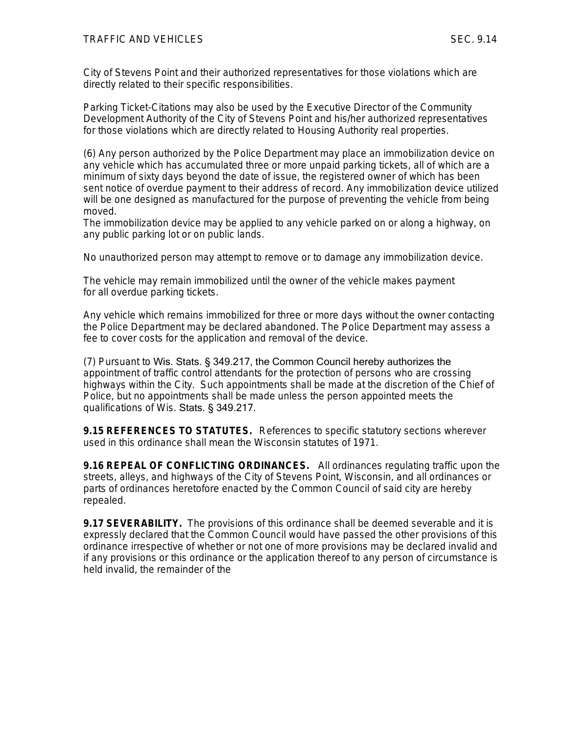City of Stevens Point and their authorized representatives for those violations which are directly related to their specific responsibilities.

Parking Ticket-Citations may also be used by the Executive Director of the Community Development Authority of the City of Stevens Point and his/her authorized representatives for those violations which are directly related to Housing Authority real properties.

(6) Any person authorized by the Police Department may place an immobilization device on any vehicle which has accumulated three or more unpaid parking tickets, all of which are a minimum of sixty days beyond the date of issue, the registered owner of which has been sent notice of overdue payment to their address of record. Any immobilization device utilized will be one designed as manufactured for the purpose of preventing the vehicle from being moved.
The immobilization device may be applied to any vehicle parked on or along a highway, on any public parking lot or on public lands.

No unauthorized person may attempt to remove or to damage any immobilization device.

The vehicle may remain immobilized until the owner of the vehicle makes payment for all overdue parking tickets.

Any vehicle which remains immobilized for three or more days without the owner contacting the Police Department may be declared abandoned. The Police Department may assess a fee to cover costs for the application and removal of the device.

(7) Pursuant to Wis. Stats. § 349.217, the Common Council hereby authorizes the appointment of traffic control attendants for the protection of persons who are crossing highways within the City. Such appointments shall be made at the discretion of the Chief of Police, but no appointments shall be made unless the person appointed meets the qualifications of Wis. Stats. § 349.217.

**9.15 REFERENCES TO STATUTES.** References to specific statutory sections wherever used in this ordinance shall mean the Wisconsin statutes of 1971.

**9.16 REPEAL OF CONFLICTING ORDINANCES.** All ordinances regulating traffic upon the streets, alleys, and highways of the City of Stevens Point, Wisconsin, and all ordinances or parts of ordinances heretofore enacted by the Common Council of said city are hereby repealed.

**9.17 SEVERABILITY.** The provisions of this ordinance shall be deemed severable and it is expressly declared that the Common Council would have passed the other provisions of this ordinance irrespective of whether or not one of more provisions may be declared invalid and if any provisions or this ordinance or the application thereof to any person of circumstance is held invalid, the remainder of the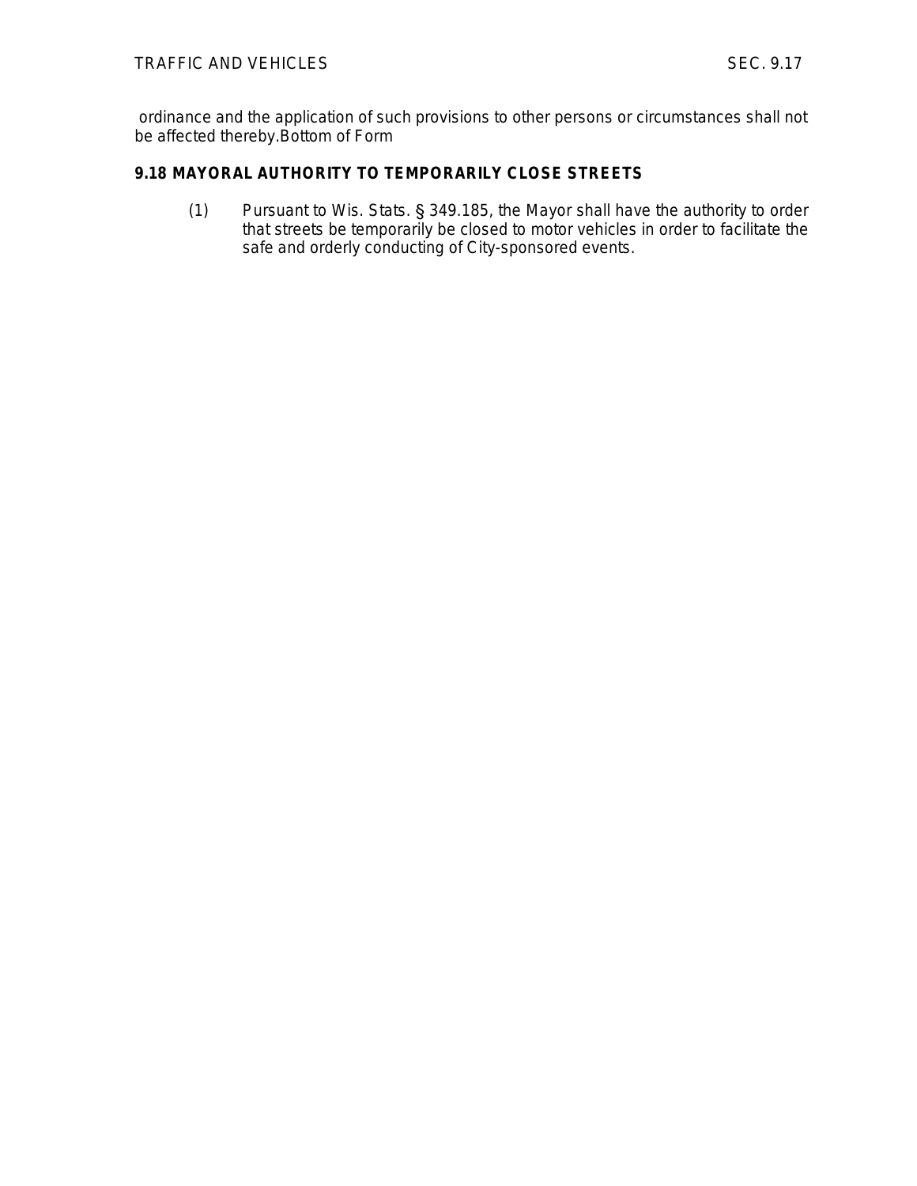ordinance and the application of such provisions to other persons or circumstances shall not be affected thereby.Bottom of Form

## 9.18 MAYORAL AUTHORITY TO TEMPORARILY CLOSE STREETS

(1) Pursuant to Wis. Stats. § 349.185, the Mayor shall have the authority to order that streets be temporarily be closed to motor vehicles in order to facilitate the safe and orderly conducting of City-sponsored events.